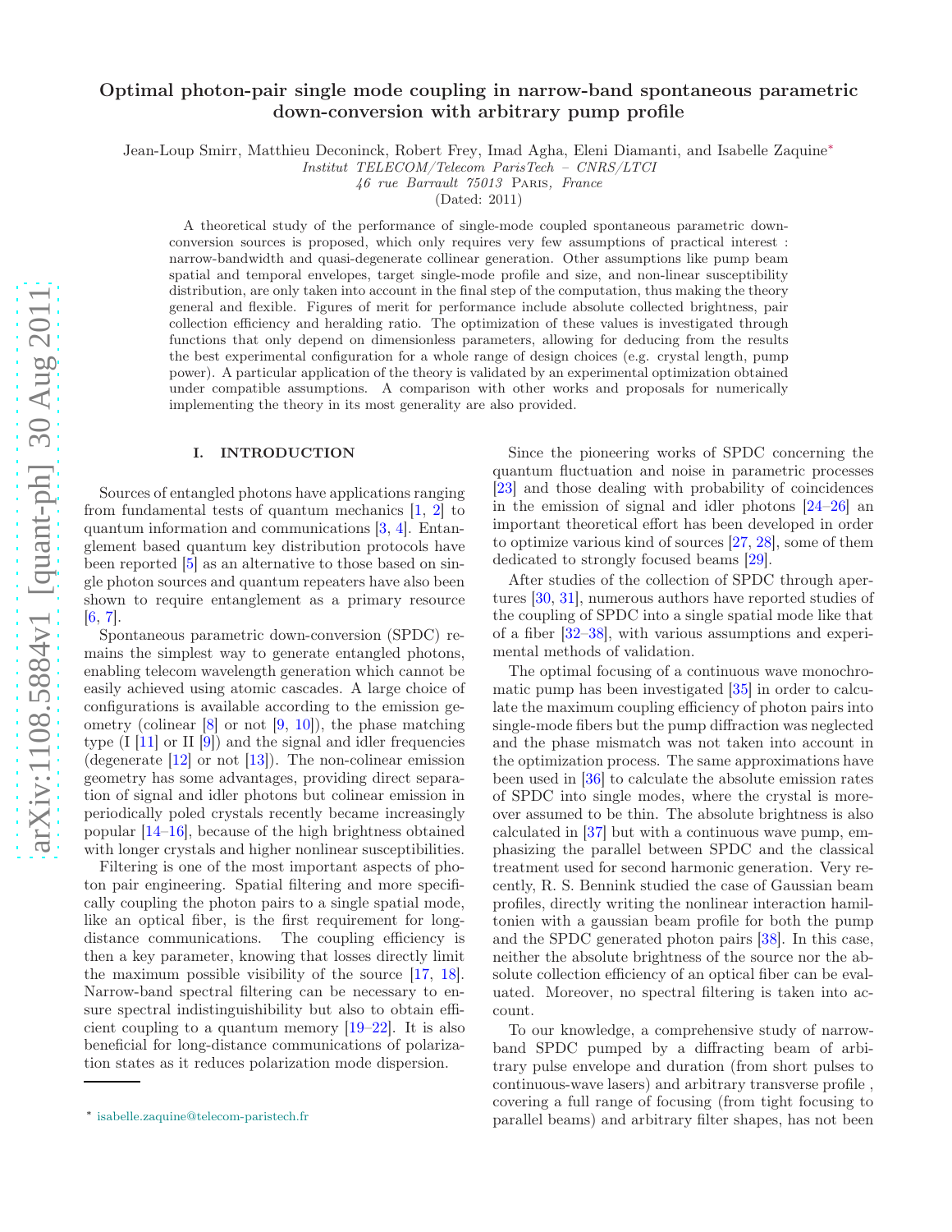# Optimal photon-pair single mode coupling in narrow-band spontaneous parametric down-conversion with arbitrary pump profile

Jean-Loup Smirr, Matthieu Deconinck, Robert Frey, Imad Agha, Eleni Diamanti, and Isabelle Zaquine[*]

*Institut TELECOM/Telecom ParisTech – CNRS/LTCI*
*46 rue Barrault 75013* Paris*, France*

(Dated: 2011)

A theoretical study of the performance of single-mode coupled spontaneous parametric down-conversion sources is proposed, which only requires very few assumptions of practical interest : narrow-bandwidth and quasi-degenerate collinear generation. Other assumptions like pump beam spatial and temporal envelopes, target single-mode profile and size, and non-linear susceptibility distribution, are only taken into account in the final step of the computation, thus making the theory general and flexible. Figures of merit for performance include absolute collected brightness, pair collection efficiency and heralding ratio. The optimization of these values is investigated through functions that only depend on dimensionless parameters, allowing for deducing from the results the best experimental configuration for a whole range of design choices (e.g. crystal length, pump power). A particular application of the theory is validated by an experimental optimization obtained under compatible assumptions. A comparison with other works and proposals for numerically implementing the theory in its most generality are also provided.

## I. INTRODUCTION

Sources of entangled photons have applications ranging from fundamental tests of quantum mechanics [1, 2] to quantum information and communications [3, 4]. Entanglement based quantum key distribution protocols have been reported [5] as an alternative to those based on single photon sources and quantum repeaters have also been shown to require entanglement as a primary resource [6, 7].

Spontaneous parametric down-conversion (SPDC) remains the simplest way to generate entangled photons, enabling telecom wavelength generation which cannot be easily achieved using atomic cascades. A large choice of configurations is available according to the emission geometry (colinear [8] or not [9, 10]), the phase matching type (I [11] or II [9]) and the signal and idler frequencies (degenerate [12] or not [13]). The non-colinear emission geometry has some advantages, providing direct separation of signal and idler photons but colinear emission in periodically poled crystals recently became increasingly popular [14–16], because of the high brightness obtained with longer crystals and higher nonlinear susceptibilities.

Filtering is one of the most important aspects of photon pair engineering. Spatial filtering and more specifically coupling the photon pairs to a single spatial mode, like an optical fiber, is the first requirement for long-distance communications. The coupling efficiency is then a key parameter, knowing that losses directly limit the maximum possible visibility of the source [17, 18]. Narrow-band spectral filtering can be necessary to ensure spectral indistinguishability but also to obtain efficient coupling to a quantum memory [19–22]. It is also beneficial for long-distance communications of polarization states as it reduces polarization mode dispersion.

Since the pioneering works of SPDC concerning the quantum fluctuation and noise in parametric processes [23] and those dealing with probability of coincidences in the emission of signal and idler photons [24–26] an important theoretical effort has been developed in order to optimize various kind of sources [27, 28], some of them dedicated to strongly focused beams [29].

After studies of the collection of SPDC through apertures [30, 31], numerous authors have reported studies of the coupling of SPDC into a single spatial mode like that of a fiber [32–38], with various assumptions and experimental methods of validation.

The optimal focusing of a continuous wave monochromatic pump has been investigated [35] in order to calculate the maximum coupling efficiency of photon pairs into single-mode fibers but the pump diffraction was neglected and the phase mismatch was not taken into account in the optimization process. The same approximations have been used in [36] to calculate the absolute emission rates of SPDC into single modes, where the crystal is moreover assumed to be thin. The absolute brightness is also calculated in [37] but with a continuous wave pump, emphasizing the parallel between SPDC and the classical treatment used for second harmonic generation. Very recently, R. S. Bennink studied the case of Gaussian beam profiles, directly writing the nonlinear interaction hamiltonien with a gaussian beam profile for both the pump and the SPDC generated photon pairs [38]. In this case, neither the absolute brightness of the source nor the absolute collection efficiency of an optical fiber can be evaluated. Moreover, no spectral filtering is taken into account.

To our knowledge, a comprehensive study of narrow-band SPDC pumped by a diffracting beam of arbitrary pulse envelope and duration (from short pulses to continuous-wave lasers) and arbitrary transverse profile , covering a full range of focusing (from tight focusing to parallel beams) and arbitrary filter shapes, has not been

[*] isabelle.zaquine@telecom-paristech.fr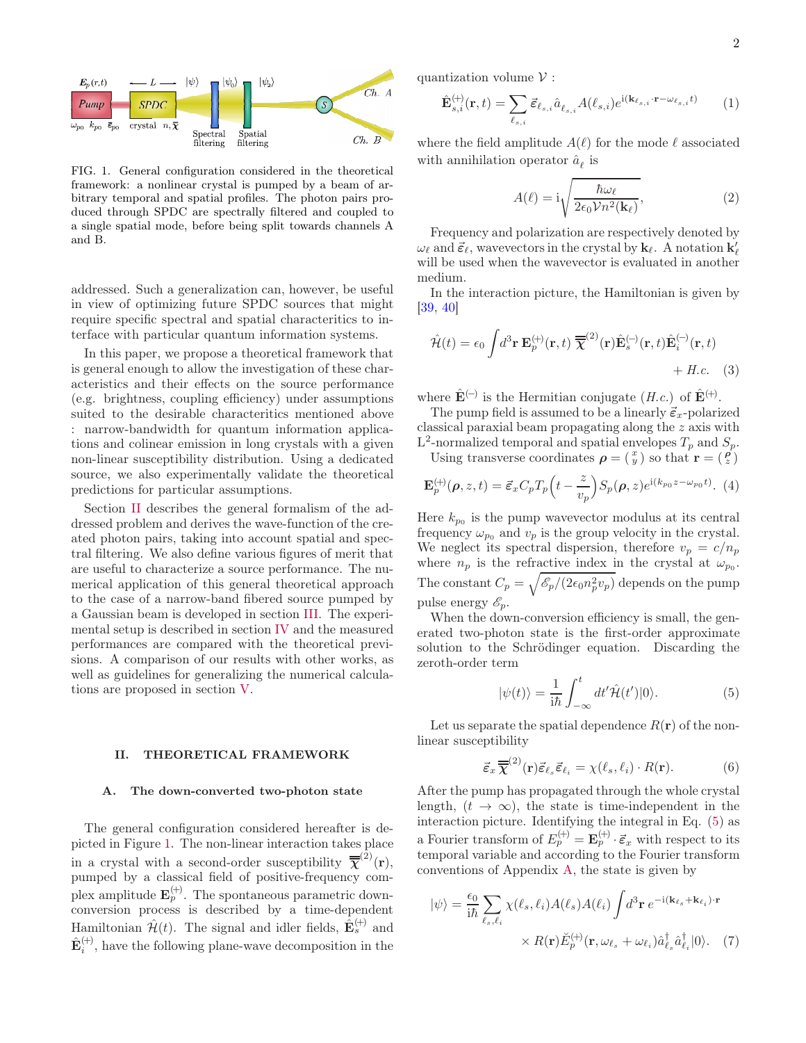FIG. 1. General configuration considered in the theoretical framework: a nonlinear crystal is pumped by a beam of arbitrary temporal and spatial profiles. The photon pairs produced through SPDC are spectrally filtered and coupled to a single spatial mode, before being split towards channels A and B.

addressed. Such a generalization can, however, be useful in view of optimizing future SPDC sources that might require specific spectral and spatial characteristics to interface with particular quantum information systems.

In this paper, we propose a theoretical framework that is general enough to allow the investigation of these characteristics and their effects on the source performance (e.g. brightness, coupling efficiency) under assumptions suited to the desirable characteristics mentioned above : narrow-bandwidth for quantum information applications and colinear emission in long crystals with a given non-linear susceptibility distribution. Using a dedicated source, we also experimentally validate the theoretical predictions for particular assumptions.

Section II describes the general formalism of the addressed problem and derives the wave-function of the created photon pairs, taking into account spatial and spectral filtering. We also define various figures of merit that are useful to characterize a source performance. The numerical application of this general theoretical approach to the case of a narrow-band fibered source pumped by a Gaussian beam is developed in section III. The experimental setup is described in section IV and the measured performances are compared with the theoretical previsions. A comparison of our results with other works, as well as guidelines for generalizing the numerical calculations are proposed in section V.

## II. THEORETICAL FRAMEWORK

### A. The down-converted two-photon state

The general configuration considered hereafter is depicted in Figure 1. The non-linear interaction takes place in a crystal with a second-order susceptibility $\overline{\overline{\chi}}^{(2)}(\mathbf{r})$, pumped by a classical field of positive-frequency complex amplitude $\mathbf{E}_p^{(+)}$. The spontaneous parametric down-conversion process is described by a time-dependent Hamiltonian $\hat{\mathcal{H}}(t)$. The signal and idler fields, $\hat{\mathbf{E}}_s^{(+)}$ and $\hat{\mathbf{E}}_i^{(+)}$, have the following plane-wave decomposition in the quantization volume $\mathcal{V}$ :

$$\hat{\mathbf{E}}_{s,i}^{(+)}(\mathbf{r},t) = \sum_{\ell_{s,i}} \vec{\varepsilon}_{\ell_{s,i}} \hat{a}_{\ell_{s,i}} A(\ell_{s,i}) e^{\mathrm{i}(\mathbf{k}_{\ell_{s,i}}\cdot\mathbf{r} - \omega_{\ell_{s,i}} t)} \quad (1)$$

where the field amplitude $A(\ell)$ for the mode $\ell$ associated with annihilation operator $\hat{a}_\ell$ is

$$A(\ell) = \mathrm{i}\sqrt{\frac{\hbar\omega_\ell}{2\epsilon_0 \mathcal{V} n^2(\mathbf{k}_\ell)}}, \quad (2)$$

Frequency and polarization are respectively denoted by $\omega_\ell$ and $\vec{\varepsilon}_\ell$, wavevectors in the crystal by $\mathbf{k}_\ell$. A notation $\mathbf{k}'_\ell$ will be used when the wavevector is evaluated in another medium.

In the interaction picture, the Hamiltonian is given by [39, 40]

$$\hat{\mathcal{H}}(t) = \epsilon_0 \int d^3\mathbf{r}\, \mathbf{E}_p^{(+)}(\mathbf{r},t)\, \overline{\overline{\chi}}^{(2)}(\mathbf{r}) \hat{\mathbf{E}}_s^{(-)}(\mathbf{r},t) \hat{\mathbf{E}}_i^{(-)}(\mathbf{r},t) + H.c. \quad (3)$$

where $\hat{\mathbf{E}}^{(-)}$ is the Hermitian conjugate $(H.c.)$ of $\hat{\mathbf{E}}^{(+)}$.

The pump field is assumed to be a linearly $\vec{\varepsilon}_x$-polarized classical paraxial beam propagating along the $z$ axis with $\mathrm{L}^2$-normalized temporal and spatial envelopes $T_p$ and $S_p$.

Using transverse coordinates $\boldsymbol{\rho} = \binom{x}{y}$ so that $\mathbf{r} = \binom{\boldsymbol{\rho}}{z}$

$$\mathbf{E}_p^{(+)}(\boldsymbol{\rho}, z, t) = \vec{\varepsilon}_x C_p T_p\Big(t - \frac{z}{v_p}\Big) S_p(\boldsymbol{\rho}, z) e^{\mathrm{i}(k_{p0} z - \omega_{p0} t)}. \quad (4)$$

Here $k_{p_0}$ is the pump wavevector modulus at its central frequency $\omega_{p_0}$ and $v_p$ is the group velocity in the crystal. We neglect its spectral dispersion, therefore $v_p = c/n_p$ where $n_p$ is the refractive index in the crystal at $\omega_{p0}$. The constant $C_p = \sqrt{\mathscr{E}_p/(2\epsilon_0 n_p^2 v_p)}$ depends on the pump pulse energy $\mathscr{E}_p$.

When the down-conversion efficiency is small, the generated two-photon state is the first-order approximate solution to the Schrödinger equation. Discarding the zeroth-order term

$$|\psi(t)\rangle = \frac{1}{\mathrm{i}\hbar} \int_{-\infty}^{t} dt' \hat{\mathcal{H}}(t') |0\rangle. \quad (5)$$

Let us separate the spatial dependence $R(\mathbf{r})$ of the non-linear susceptibility

$$\vec{\varepsilon}_x \overline{\overline{\chi}}^{(2)}(\mathbf{r}) \vec{\varepsilon}_{\ell_s} \vec{\varepsilon}_{\ell_i} = \chi(\ell_s, \ell_i) \cdot R(\mathbf{r}). \quad (6)$$

After the pump has propagated through the whole crystal length, $(t \to \infty)$, the state is time-independent in the interaction picture. Identifying the integral in Eq. (5) as a Fourier transform of $E_p^{(+)} = \mathbf{E}_p^{(+)} \cdot \vec{\varepsilon}_x$ with respect to its temporal variable and according to the Fourier transform conventions of Appendix A, the state is given by

$$|\psi\rangle = \frac{\epsilon_0}{\mathrm{i}\hbar} \sum_{\ell_s, \ell_i} \chi(\ell_s, \ell_i) A(\ell_s) A(\ell_i) \int d^3\mathbf{r}\, e^{-\mathrm{i}(\mathbf{k}_{\ell_s} + \mathbf{k}_{\ell_i})\cdot\mathbf{r}} \times R(\mathbf{r}) \breve{E}_p^{(+)}(\mathbf{r}, \omega_{\ell_s} + \omega_{\ell_i}) \hat{a}_{\ell_s}^\dagger \hat{a}_{\ell_i}^\dagger |0\rangle. \quad (7)$$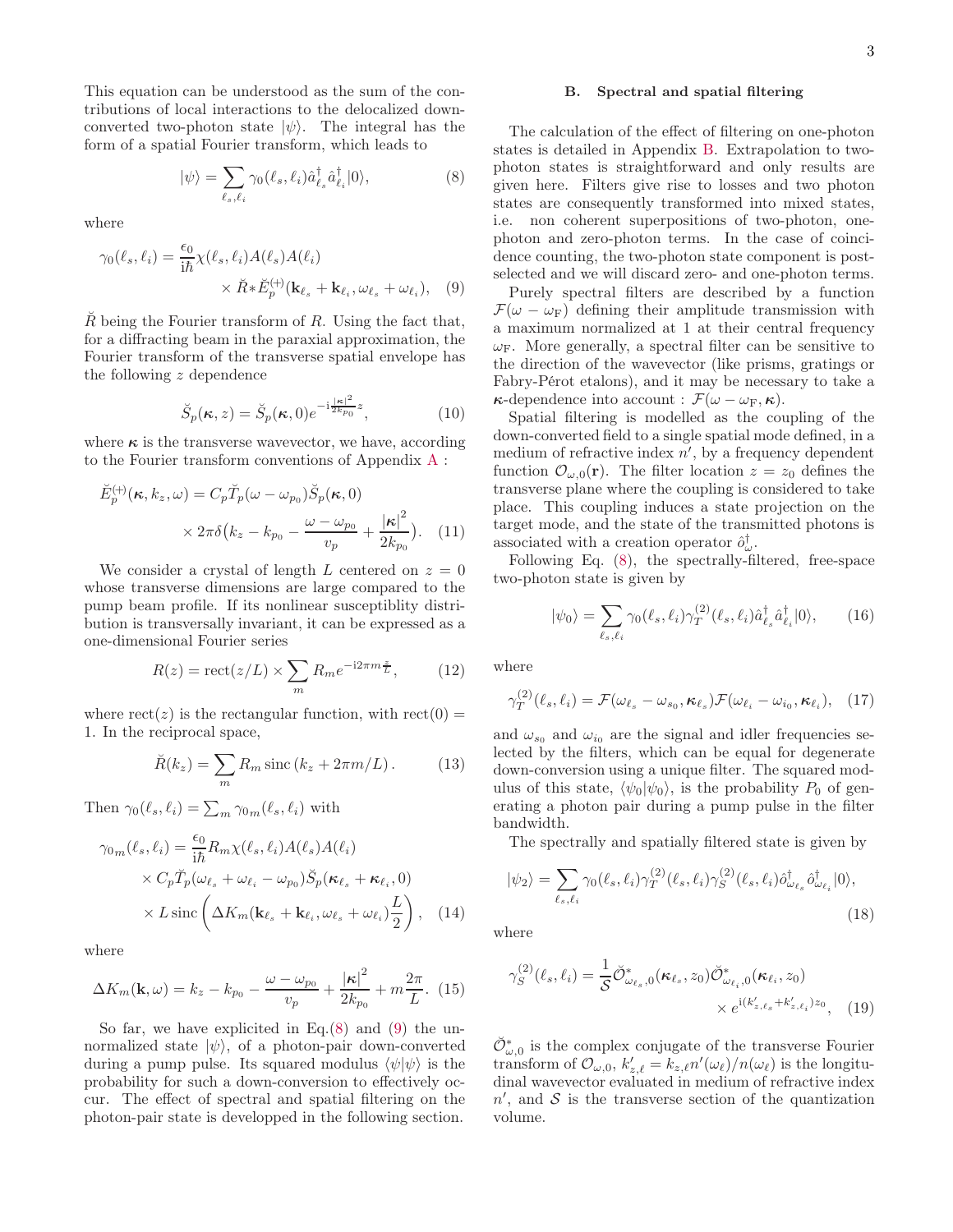This equation can be understood as the sum of the contributions of local interactions to the delocalized down-converted two-photon state $|\psi\rangle$. The integral has the form of a spatial Fourier transform, which leads to

$$|\psi\rangle = \sum_{\ell_s,\ell_i} \gamma_0(\ell_s,\ell_i)\hat{a}^\dagger_{\ell_s}\hat{a}^\dagger_{\ell_i}|0\rangle, \quad (8)$$

where

$$\gamma_0(\ell_s,\ell_i) = \frac{\epsilon_0}{\mathrm{i}\hbar}\chi(\ell_s,\ell_i)A(\ell_s)A(\ell_i) \times \breve{R}*\breve{E}_p^{(+)}(\mathbf{k}_{\ell_s}+\mathbf{k}_{\ell_i},\omega_{\ell_s}+\omega_{\ell_i}), \quad (9)$$

$\breve{R}$ being the Fourier transform of $R$. Using the fact that, for a diffracting beam in the paraxial approximation, the Fourier transform of the transverse spatial envelope has the following $z$ dependence

$$\breve{S}_p(\boldsymbol{\kappa},z) = \breve{S}_p(\boldsymbol{\kappa},0)e^{-\mathrm{i}\frac{|\boldsymbol{\kappa}|^2}{2k_{p_0}}z}, \quad (10)$$

where $\boldsymbol{\kappa}$ is the transverse wavevector, we have, according to the Fourier transform conventions of Appendix A :

$$\breve{E}_p^{(+)}(\boldsymbol{\kappa},k_z,\omega) = C_p\breve{T}_p(\omega-\omega_{p_0})\breve{S}_p(\boldsymbol{\kappa},0) \times 2\pi\delta\big(k_z - k_{p_0} - \frac{\omega-\omega_{p_0}}{v_p} + \frac{|\boldsymbol{\kappa}|^2}{2k_{p_0}}\big). \quad (11)$$

We consider a crystal of length $L$ centered on $z=0$ whose transverse dimensions are large compared to the pump beam profile. If its nonlinear susceptiblity distribution is transversally invariant, it can be expressed as a one-dimensional Fourier series

$$R(z) = \mathrm{rect}(z/L)\times\sum_m R_m e^{-\mathrm{i}2\pi m\frac{z}{L}}, \quad (12)$$

where $\mathrm{rect}(z)$ is the rectangular function, with $\mathrm{rect}(0)=1$. In the reciprocal space,

$$\breve{R}(k_z) = \sum_m R_m\,\mathrm{sinc}\,(k_z + 2\pi m/L). \quad (13)$$

Then $\gamma_0(\ell_s,\ell_i) = \sum_m \gamma_{0m}(\ell_s,\ell_i)$ with

$$\gamma_{0m}(\ell_s,\ell_i) = \frac{\epsilon_0}{\mathrm{i}\hbar}R_m\chi(\ell_s,\ell_i)A(\ell_s)A(\ell_i) \times C_p\breve{T}_p(\omega_{\ell_s}+\omega_{\ell_i}-\omega_{p_0})\breve{S}_p(\boldsymbol{\kappa}_{\ell_s}+\boldsymbol{\kappa}_{\ell_i},0) \times L\,\mathrm{sinc}\left(\Delta K_m(\mathbf{k}_{\ell_s}+\mathbf{k}_{\ell_i},\omega_{\ell_s}+\omega_{\ell_i})\frac{L}{2}\right), \quad (14)$$

where

$$\Delta K_m(\mathbf{k},\omega) = k_z - k_{p_0} - \frac{\omega-\omega_{p_0}}{v_p} + \frac{|\boldsymbol{\kappa}|^2}{2k_{p_0}} + m\frac{2\pi}{L}. \quad (15)$$

So far, we have explicited in Eq.(8) and (9) the unnormalized state $|\psi\rangle$, of a photon-pair down-converted during a pump pulse. Its squared modulus $\langle\psi|\psi\rangle$ is the probability for such a down-conversion to effectively occur. The effect of spectral and spatial filtering on the photon-pair state is developped in the following section.

### B. Spectral and spatial filtering

The calculation of the effect of filtering on one-photon states is detailed in Appendix B. Extrapolation to two-photon states is straightforward and only results are given here. Filters give rise to losses and two photon states are consequently transformed into mixed states, i.e. non coherent superpositions of two-photon, one-photon and zero-photon terms. In the case of coincidence counting, the two-photon state component is post-selected and we will discard zero- and one-photon terms.

Purely spectral filters are described by a function $\mathcal{F}(\omega-\omega_{\mathrm{F}})$ defining their amplitude transmission with a maximum normalized at 1 at their central frequency $\omega_{\mathrm{F}}$. More generally, a spectral filter can be sensitive to the direction of the wavevector (like prisms, gratings or Fabry-Pérot etalons), and it may be necessary to take a $\boldsymbol{\kappa}$-dependence into account : $\mathcal{F}(\omega-\omega_{\mathrm{F}},\boldsymbol{\kappa})$.

Spatial filtering is modelled as the coupling of the down-converted field to a single spatial mode defined, in a medium of refractive index $n'$, by a frequency dependent function $\mathcal{O}_{\omega,0}(\mathbf{r})$. The filter location $z=z_0$ defines the transverse plane where the coupling is considered to take place. This coupling induces a state projection on the target mode, and the state of the transmitted photons is associated with a creation operator $\hat{o}^\dagger_\omega$.

Following Eq. (8), the spectrally-filtered, free-space two-photon state is given by

$$|\psi_0\rangle = \sum_{\ell_s,\ell_i}\gamma_0(\ell_s,\ell_i)\gamma_T^{(2)}(\ell_s,\ell_i)\hat{a}^\dagger_{\ell_s}\hat{a}^\dagger_{\ell_i}|0\rangle, \quad (16)$$

where

$$\gamma_T^{(2)}(\ell_s,\ell_i) = \mathcal{F}(\omega_{\ell_s}-\omega_{s_0},\boldsymbol{\kappa}_{\ell_s})\mathcal{F}(\omega_{\ell_i}-\omega_{i_0},\boldsymbol{\kappa}_{\ell_i}), \quad (17)$$

and $\omega_{s_0}$ and $\omega_{i_0}$ are the signal and idler frequencies selected by the filters, which can be equal for degenerate down-conversion using a unique filter. The squared modulus of this state, $\langle\psi_0|\psi_0\rangle$, is the probability $P_0$ of generating a photon pair during a pump pulse in the filter bandwidth.

The spectrally and spatially filtered state is given by

$$|\psi_2\rangle = \sum_{\ell_s,\ell_i}\gamma_0(\ell_s,\ell_i)\gamma_T^{(2)}(\ell_s,\ell_i)\gamma_S^{(2)}(\ell_s,\ell_i)\hat{o}^\dagger_{\omega_{\ell_s}}\hat{o}^\dagger_{\omega_{\ell_i}}|0\rangle, \quad (18)$$

where

$$\gamma_S^{(2)}(\ell_s,\ell_i) = \frac{1}{\mathcal{S}}\breve{\mathcal{O}}^*_{\omega_{\ell_s},0}(\boldsymbol{\kappa}_{\ell_s},z_0)\breve{\mathcal{O}}^*_{\omega_{\ell_i},0}(\boldsymbol{\kappa}_{\ell_i},z_0) \times e^{\mathrm{i}(k'_{z,\ell_s}+k'_{z,\ell_i})z_0}, \quad (19)$$

$\breve{\mathcal{O}}^*_{\omega,0}$ is the complex conjugate of the transverse Fourier transform of $\mathcal{O}_{\omega,0}$, $k'_{z,\ell} = k_{z,\ell}n'(\omega_\ell)/n(\omega_\ell)$ is the longitudinal wavevector evaluated in medium of refractive index $n'$, and $\mathcal{S}$ is the transverse section of the quantization volume.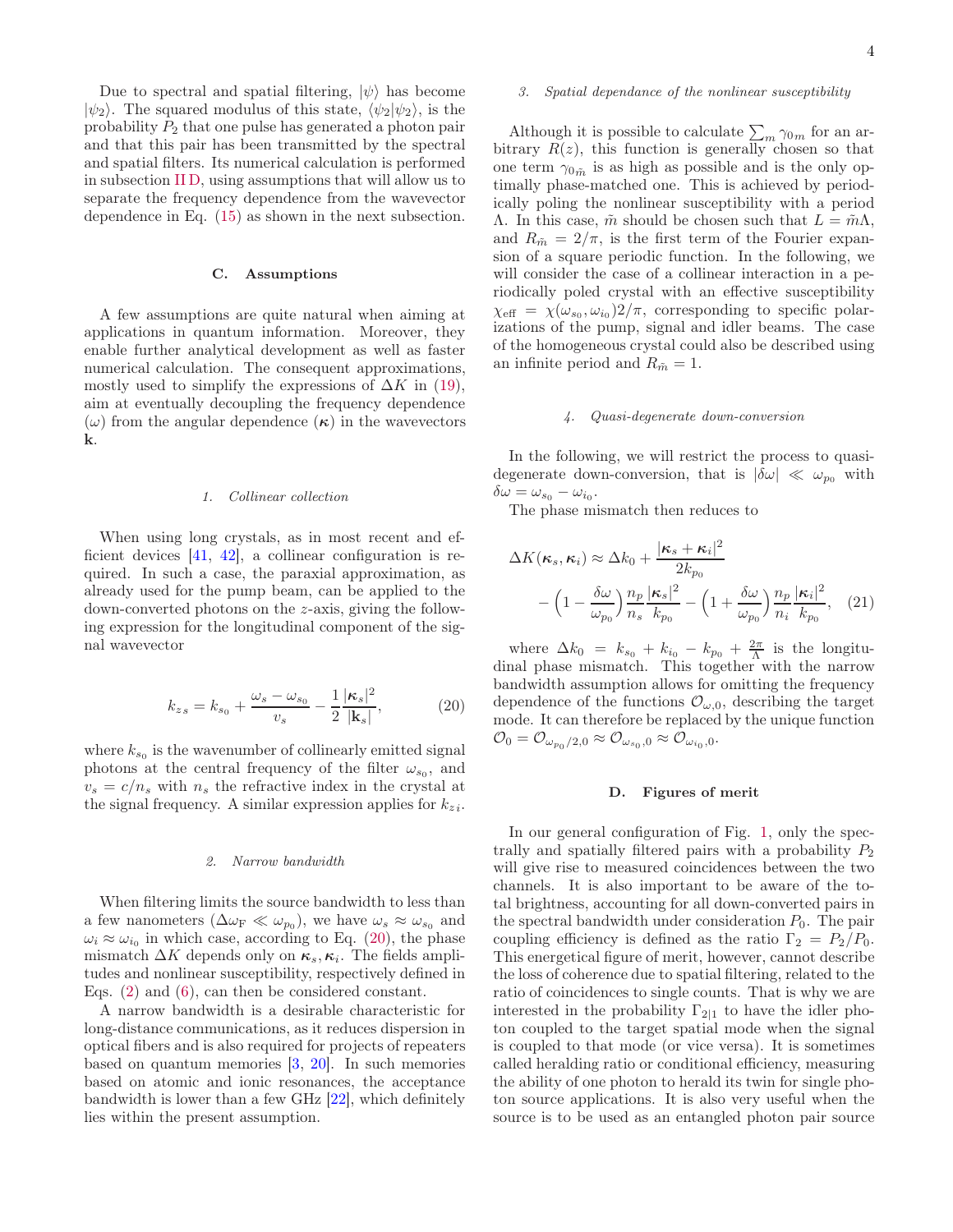Due to spectral and spatial filtering, $|\psi\rangle$ has become $|\psi_2\rangle$. The squared modulus of this state, $\langle\psi_2|\psi_2\rangle$, is the probability $P_2$ that one pulse has generated a photon pair and that this pair has been transmitted by the spectral and spatial filters. Its numerical calculation is performed in subsection II D, using assumptions that will allow us to separate the frequency dependence from the wavevector dependence in Eq. (15) as shown in the next subsection.

### C. Assumptions

A few assumptions are quite natural when aiming at applications in quantum information. Moreover, they enable further analytical development as well as faster numerical calculation. The consequent approximations, mostly used to simplify the expressions of $\Delta K$ in (19), aim at eventually decoupling the frequency dependence ($\omega$) from the angular dependence ($\boldsymbol{\kappa}$) in the wavevectors $\mathbf{k}$.

#### 1. Collinear collection

When using long crystals, as in most recent and efficient devices [41, 42], a collinear configuration is required. In such a case, the paraxial approximation, as already used for the pump beam, can be applied to the down-converted photons on the $z$-axis, giving the following expression for the longitudinal component of the signal wavevector

$$k_{z_s} = k_{s_0} + \frac{\omega_s - \omega_{s_0}}{v_s} - \frac{1}{2}\frac{|\boldsymbol{\kappa}_s|^2}{|\mathbf{k}_s|}, \tag{20}$$

where $k_{s_0}$ is the wavenumber of collinearly emitted signal photons at the central frequency of the filter $\omega_{s_0}$, and $v_s = c/n_s$ with $n_s$ the refractive index in the crystal at the signal frequency. A similar expression applies for $k_{z_i}$.

#### 2. Narrow bandwidth

When filtering limits the source bandwidth to less than a few nanometers ($\Delta\omega_{\mathrm{F}} \ll \omega_{p_0}$), we have $\omega_s \approx \omega_{s_0}$ and $\omega_i \approx \omega_{i_0}$ in which case, according to Eq. (20), the phase mismatch $\Delta K$ depends only on $\boldsymbol{\kappa}_s, \boldsymbol{\kappa}_i$. The fields amplitudes and nonlinear susceptibility, respectively defined in Eqs. (2) and (6), can then be considered constant.

A narrow bandwidth is a desirable characteristic for long-distance communications, as it reduces dispersion in optical fibers and is also required for projects of repeaters based on quantum memories [3, 20]. In such memories based on atomic and ionic resonances, the acceptance bandwidth is lower than a few GHz [22], which definitely lies within the present assumption.

#### 3. Spatial dependance of the nonlinear susceptibility

Although it is possible to calculate $\sum_m \gamma_{0m}$ for an arbitrary $R(z)$, this function is generally chosen so that one term $\gamma_{0\tilde{m}}$ is as high as possible and is the only optimally phase-matched one. This is achieved by periodically poling the nonlinear susceptibility with a period $\Lambda$. In this case, $\tilde{m}$ should be chosen such that $L = \tilde{m}\Lambda$, and $R_{\tilde{m}} = 2/\pi$, is the first term of the Fourier expansion of a square periodic function. In the following, we will consider the case of a collinear interaction in a periodically poled crystal with an effective susceptibility $\chi_{\mathrm{eff}} = \chi(\omega_{s_0}, \omega_{i_0})2/\pi$, corresponding to specific polarizations of the pump, signal and idler beams. The case of the homogeneous crystal could also be described using an infinite period and $R_{\tilde{m}} = 1$.

#### 4. Quasi-degenerate down-conversion

In the following, we will restrict the process to quasi-degenerate down-conversion, that is $|\delta\omega| \ll \omega_{p_0}$ with $\delta\omega = \omega_{s_0} - \omega_{i_0}$.

The phase mismatch then reduces to

$$\Delta K(\boldsymbol{\kappa}_s, \boldsymbol{\kappa}_i) \approx \Delta k_0 + \frac{|\boldsymbol{\kappa}_s + \boldsymbol{\kappa}_i|^2}{2k_{p_0}} - \left(1 - \frac{\delta\omega}{\omega_{p_0}}\right)\frac{n_p}{n_s}\frac{|\boldsymbol{\kappa}_s|^2}{k_{p_0}} - \left(1 + \frac{\delta\omega}{\omega_{p_0}}\right)\frac{n_p}{n_i}\frac{|\boldsymbol{\kappa}_i|^2}{k_{p_0}}, \tag{21}$$

where $\Delta k_0 = k_{s_0} + k_{i_0} - k_{p_0} + \frac{2\pi}{\Lambda}$ is the longitudinal phase mismatch. This together with the narrow bandwidth assumption allows for omitting the frequency dependence of the functions $\mathcal{O}_{\omega,0}$, describing the target mode. It can therefore be replaced by the unique function $\mathcal{O}_0 = \mathcal{O}_{\omega_{p_0}/2,0} \approx \mathcal{O}_{\omega_{s_0},0} \approx \mathcal{O}_{\omega_{i_0},0}$.

### D. Figures of merit

In our general configuration of Fig. 1, only the spectrally and spatially filtered pairs with a probability $P_2$ will give rise to measured coincidences between the two channels. It is also important to be aware of the total brightness, accounting for all down-converted pairs in the spectral bandwidth under consideration $P_0$. The pair coupling efficiency is defined as the ratio $\Gamma_2 = P_2/P_0$. This energetical figure of merit, however, cannot describe the loss of coherence due to spatial filtering, related to the ratio of coincidences to single counts. That is why we are interested in the probability $\Gamma_{2|1}$ to have the idler photon coupled to the target spatial mode when the signal is coupled to that mode (or vice versa). It is sometimes called heralding ratio or conditional efficiency, measuring the ability of one photon to herald its twin for single photon source applications. It is also very useful when the source is to be used as an entangled photon pair source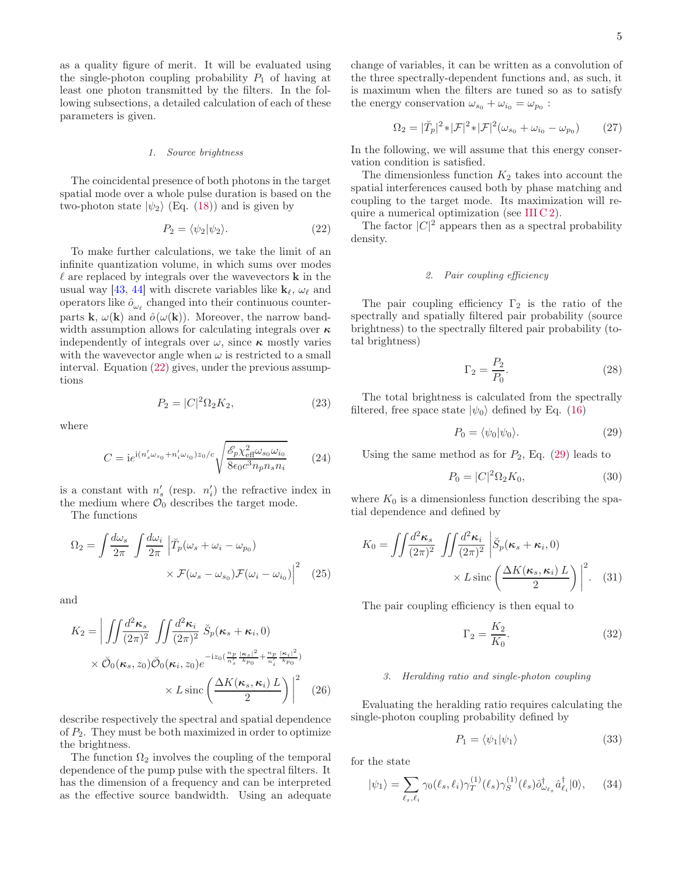as a quality figure of merit. It will be evaluated using the single-photon coupling probability $P_1$ of having at least one photon transmitted by the filters. In the following subsections, a detailed calculation of each of these parameters is given.

#### 1. Source brightness

The coincidental presence of both photons in the target spatial mode over a whole pulse duration is based on the two-photon state $|\psi_2\rangle$ (Eq. (18)) and is given by

$$P_2 = \langle\psi_2|\psi_2\rangle. \tag{22}$$

To make further calculations, we take the limit of an infinite quantization volume, in which sums over modes $\ell$ are replaced by integrals over the wavevectors $\mathbf{k}$ in the usual way [43, 44] with discrete variables like $\mathbf{k}_\ell$, $\omega_\ell$ and operators like $\hat{o}_{\omega_\ell}$ changed into their continuous counterparts $\mathbf{k}$, $\omega(\mathbf{k})$ and $\hat{o}(\omega(\mathbf{k}))$. Moreover, the narrow bandwidth assumption allows for calculating integrals over $\boldsymbol{\kappa}$ independently of integrals over $\omega$, since $\boldsymbol{\kappa}$ mostly varies with the wavevector angle when $\omega$ is restricted to a small interval. Equation (22) gives, under the previous assumptions

$$P_2 = |C|^2 \Omega_2 K_2, \tag{23}$$

where

$$C = \mathrm{i} e^{\mathrm{i}(n_s' \omega_{s_0} + n_i' \omega_{i_0}) z_0 / c} \sqrt{\frac{\mathscr{E}_p \chi_{\text{eff}}^2 \omega_{s0} \omega_{i_0}}{8 \epsilon_0 c^3 n_p n_s n_i}} \tag{24}$$

is a constant with $n_s'$ (resp. $n_i'$) the refractive index in the medium where $\mathcal{O}_0$ describes the target mode.

The functions

$$\Omega_2 = \int \frac{d\omega_s}{2\pi} \int \frac{d\omega_i}{2\pi} \left| \breve{T}_p(\omega_s + \omega_i - \omega_{p_0}) \times \mathcal{F}(\omega_s - \omega_{s_0}) \mathcal{F}(\omega_i - \omega_{i_0}) \right|^2 \tag{25}$$

and

$$K_2 = \left| \iint \frac{d^2\boldsymbol{\kappa}_s}{(2\pi)^2} \iint \frac{d^2\boldsymbol{\kappa}_i}{(2\pi)^2} \breve{S}_p(\boldsymbol{\kappa}_s + \boldsymbol{\kappa}_i, 0) \times \breve{\mathcal{O}}_0(\boldsymbol{\kappa}_s, z_0) \breve{\mathcal{O}}_0(\boldsymbol{\kappa}_i, z_0) e^{-\mathrm{i} z_0 \left( \frac{n_p}{n_s'} \frac{|\boldsymbol{\kappa}_s|^2}{k_{p0}} + \frac{n_p}{n_i'} \frac{|\boldsymbol{\kappa}_i|^2}{k_{p0}} \right)} \times L \,\mathrm{sinc}\left( \frac{\Delta K(\boldsymbol{\kappa}_s, \boldsymbol{\kappa}_i)\, L}{2} \right) \right|^2 \tag{26}$$

describe respectively the spectral and spatial dependence of $P_2$. They must be both maximized in order to optimize the brightness.

The function $\Omega_2$ involves the coupling of the temporal dependence of the pump pulse with the spectral filters. It has the dimension of a frequency and can be interpreted as the effective source bandwidth. Using an adequate change of variables, it can be written as a convolution of the three spectrally-dependent functions and, as such, it is maximum when the filters are tuned so as to satisfy the energy conservation $\omega_{s_0} + \omega_{i_0} = \omega_{p_0}$ :

$$\Omega_2 = |\breve{T}_p|^2 * |\mathcal{F}|^2 * |\mathcal{F}|^2 (\omega_{s_0} + \omega_{i_0} - \omega_{p_0}) \tag{27}$$

In the following, we will assume that this energy conservation condition is satisfied.

The dimensionless function $K_2$ takes into account the spatial interferences caused both by phase matching and coupling to the target mode. Its maximization will require a numerical optimization (see III C 2).

The factor $|C|^2$ appears then as a spectral probability density.

#### 2. Pair coupling efficiency

The pair coupling efficiency $\Gamma_2$ is the ratio of the spectrally and spatially filtered pair probability (source brightness) to the spectrally filtered pair probability (total brightness)

$$\Gamma_2 = \frac{P_2}{P_0}. \tag{28}$$

The total brightness is calculated from the spectrally filtered, free space state $|\psi_0\rangle$ defined by Eq. (16)

$$P_0 = \langle\psi_0|\psi_0\rangle. \tag{29}$$

Using the same method as for $P_2$, Eq. (29) leads to

$$P_0 = |C|^2 \Omega_2 K_0, \tag{30}$$

where $K_0$ is a dimensionless function describing the spatial dependence and defined by

$$K_0 = \iint \frac{d^2\boldsymbol{\kappa}_s}{(2\pi)^2} \iint \frac{d^2\boldsymbol{\kappa}_i}{(2\pi)^2} \left| \breve{S}_p(\boldsymbol{\kappa}_s + \boldsymbol{\kappa}_i, 0) \times L \,\mathrm{sinc}\left( \frac{\Delta K(\boldsymbol{\kappa}_s, \boldsymbol{\kappa}_i)\, L}{2} \right) \right|^2. \tag{31}$$

The pair coupling efficiency is then equal to

$$\Gamma_2 = \frac{K_2}{K_0}. \tag{32}$$

#### 3. Heralding ratio and single-photon coupling

Evaluating the heralding ratio requires calculating the single-photon coupling probability defined by

$$P_1 = \langle\psi_1|\psi_1\rangle \tag{33}$$

for the state

$$|\psi_1\rangle = \sum_{\ell_s, \ell_i} \gamma_0(\ell_s, \ell_i) \gamma_T^{(1)}(\ell_s) \gamma_S^{(1)}(\ell_s) \hat{o}_{\omega_{\ell_s}}^\dagger \hat{a}_{\ell_i}^\dagger |0\rangle, \tag{34}$$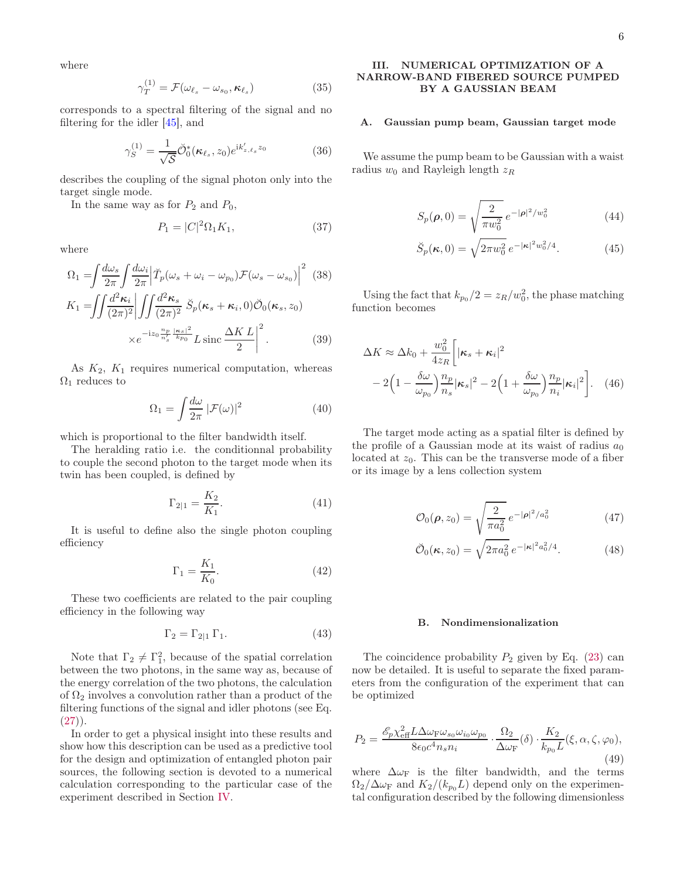where

$$\gamma_T^{(1)} = \mathcal{F}(\omega_{\ell_s} - \omega_{s_0}, \boldsymbol{\kappa}_{\ell_s}) \tag{35}$$

corresponds to a spectral filtering of the signal and no filtering for the idler [45], and

$$\gamma_S^{(1)} = \frac{1}{\sqrt{\mathcal{S}}} \breve{\mathcal{O}}_0^*(\boldsymbol{\kappa}_{\ell_s}, z_0) e^{\mathrm{i}k'_{z,\ell_s} z_0} \tag{36}$$

describes the coupling of the signal photon only into the target single mode.

In the same way as for $P_2$ and $P_0$,

$$P_1 = |C|^2 \Omega_1 K_1, \tag{37}$$

where

$$\Omega_1 = \int \frac{d\omega_s}{2\pi} \int \frac{d\omega_i}{2\pi} \Big| \breve{T}_p(\omega_s + \omega_i - \omega_{p_0}) \mathcal{F}(\omega_s - \omega_{s_0}) \Big|^2 \tag{38}$$

$$K_1 = \iint \frac{d^2\boldsymbol{\kappa}_i}{(2\pi)^2} \Big| \iint \frac{d^2\boldsymbol{\kappa}_s}{(2\pi)^2} \, \breve{S}_p(\boldsymbol{\kappa}_s + \boldsymbol{\kappa}_i, 0) \breve{\mathcal{O}}_0(\boldsymbol{\kappa}_s, z_0) \times e^{-\mathrm{i}z_0 \frac{n_p}{n'_s} \frac{|\boldsymbol{\kappa}_s|^2}{k_{p0}}} L \,\mathrm{sinc}\, \frac{\Delta K \, L}{2} \Big|^2. \tag{39}$$

As $K_2$, $K_1$ requires numerical computation, whereas $\Omega_1$ reduces to

$$\Omega_1 = \int \frac{d\omega}{2\pi} \, |\mathcal{F}(\omega)|^2 \tag{40}$$

which is proportional to the filter bandwidth itself.

The heralding ratio i.e. the conditionnal probability to couple the second photon to the target mode when its twin has been coupled, is defined by

$$\Gamma_{2|1} = \frac{K_2}{K_1}. \tag{41}$$

It is useful to define also the single photon coupling efficiency

$$\Gamma_1 = \frac{K_1}{K_0}. \tag{42}$$

These two coefficients are related to the pair coupling efficiency in the following way

$$\Gamma_2 = \Gamma_{2|1} \, \Gamma_1. \tag{43}$$

Note that $\Gamma_2 \neq \Gamma_1^2$, because of the spatial correlation between the two photons, in the same way as, because of the energy correlation of the two photons, the calculation of $\Omega_2$ involves a convolution rather than a product of the filtering functions of the signal and idler photons (see Eq. (27)).

In order to get a physical insight into these results and show how this description can be used as a predictive tool for the design and optimization of entangled photon pair sources, the following section is devoted to a numerical calculation corresponding to the particular case of the experiment described in Section IV.

## III. NUMERICAL OPTIMIZATION OF A NARROW-BAND FIBERED SOURCE PUMPED BY A GAUSSIAN BEAM

### A. Gaussian pump beam, Gaussian target mode

We assume the pump beam to be Gaussian with a waist radius $w_0$ and Rayleigh length $z_R$

$$S_p(\boldsymbol{\rho}, 0) = \sqrt{\frac{2}{\pi w_0^2}} \, e^{-|\boldsymbol{\rho}|^2 / w_0^2} \tag{44}$$

$$\breve{S}_p(\boldsymbol{\kappa}, 0) = \sqrt{2\pi w_0^2} \, e^{-|\boldsymbol{\kappa}|^2 w_0^2 / 4}. \tag{45}$$

Using the fact that $k_{p_0}/2 = z_R / w_0^2$, the phase matching function becomes

$$\Delta K \approx \Delta k_0 + \frac{w_0^2}{4 z_R} \bigg[ |\boldsymbol{\kappa}_s + \boldsymbol{\kappa}_i|^2 - 2\Big(1 - \frac{\delta\omega}{\omega_{p_0}}\Big) \frac{n_p}{n_s} |\boldsymbol{\kappa}_s|^2 - 2\Big(1 + \frac{\delta\omega}{\omega_{p_0}}\Big) \frac{n_p}{n_i} |\boldsymbol{\kappa}_i|^2 \bigg]. \tag{46}$$

The target mode acting as a spatial filter is defined by the profile of a Gaussian mode at its waist of radius $a_0$ located at $z_0$. This can be the transverse mode of a fiber or its image by a lens collection system

$$\mathcal{O}_0(\boldsymbol{\rho}, z_0) = \sqrt{\frac{2}{\pi a_0^2}} \, e^{-|\boldsymbol{\rho}|^2 / a_0^2} \tag{47}$$

$$\breve{\mathcal{O}}_0(\boldsymbol{\kappa}, z_0) = \sqrt{2\pi a_0^2} \, e^{-|\boldsymbol{\kappa}|^2 a_0^2 / 4}. \tag{48}$$

### B. Nondimensionalization

The coincidence probability $P_2$ given by Eq. (23) can now be detailed. It is useful to separate the fixed parameters from the configuration of the experiment that can be optimized

$$P_2 = \frac{\mathscr{E}_p \chi_{\text{eff}}^2 L \Delta\omega_{\text{F}} \omega_{s_0} \omega_{i_0} \omega_{p_0}}{8 \epsilon_0 c^4 n_s n_i} \cdot \frac{\Omega_2}{\Delta\omega_{\text{F}}}(\delta) \cdot \frac{K_2}{k_{p_0} L}(\xi, \alpha, \zeta, \varphi_0), \tag{49}$$

where $\Delta\omega_{\text{F}}$ is the filter bandwidth, and the terms $\Omega_2/\Delta\omega_{\text{F}}$ and $K_2/(k_{p_0} L)$ depend only on the experimental configuration described by the following dimensionless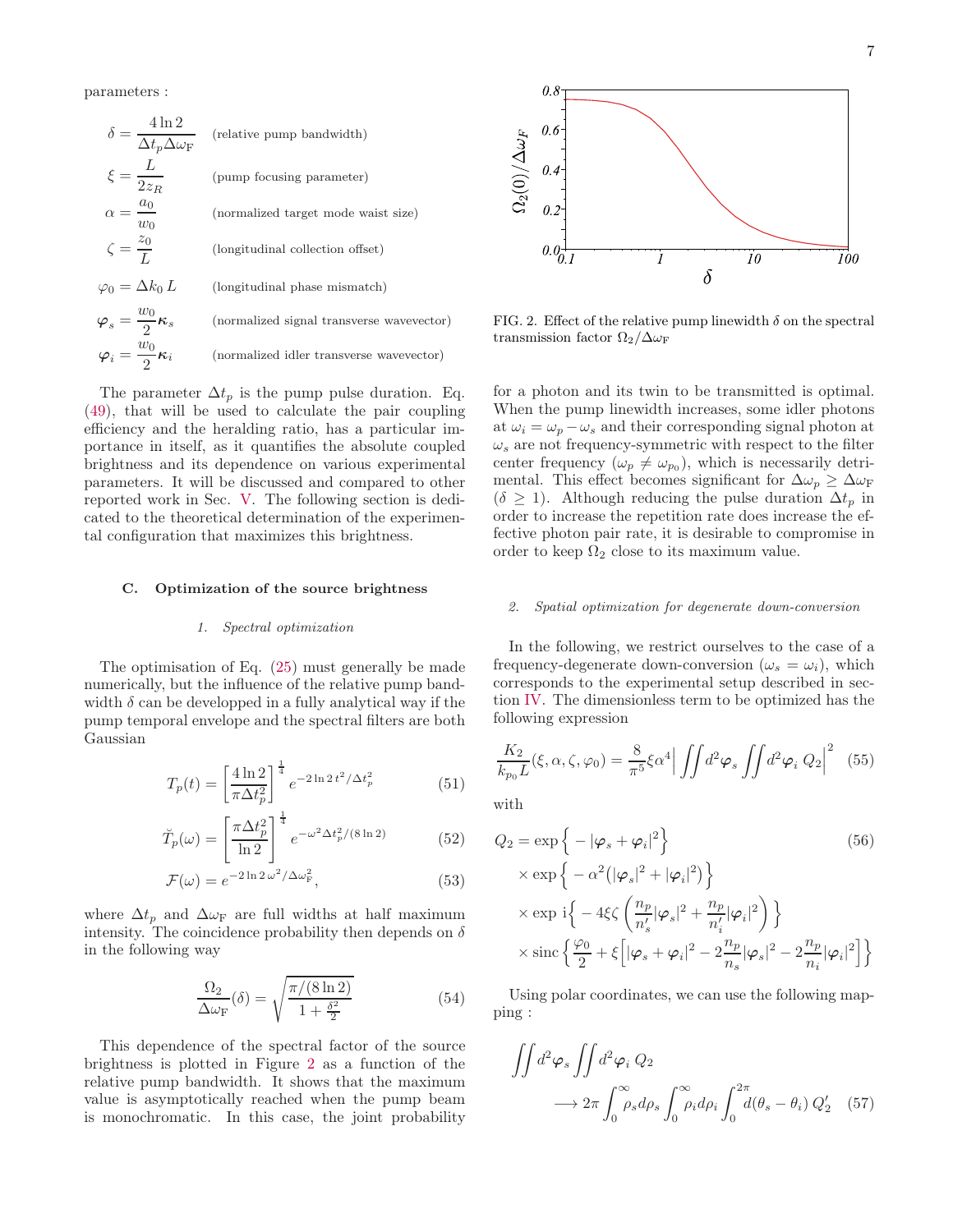parameters :

$$\delta = \frac{4\ln 2}{\Delta t_p \Delta\omega_{\rm F}} \quad \text{(relative pump bandwidth)}$$

$$\xi = \frac{L}{2z_R} \quad \text{(pump focusing parameter)}$$

$$\alpha = \frac{a_0}{w_0} \quad \text{(normalized target mode waist size)}$$

$$\zeta = \frac{z_0}{L} \quad \text{(longitudinal collection offset)}$$

$$\varphi_0 = \Delta k_0\, L \quad \text{(longitudinal phase mismatch)}$$

$$\boldsymbol{\varphi}_s = \frac{w_0}{2}\boldsymbol{\kappa}_s \quad \text{(normalized signal transverse wavevector)}$$

$$\boldsymbol{\varphi}_i = \frac{w_0}{2}\boldsymbol{\kappa}_i \quad \text{(normalized idler transverse wavevector)}$$

The parameter $\Delta t_p$ is the pump pulse duration. Eq. (49), that will be used to calculate the pair coupling efficiency and the heralding ratio, has a particular importance in itself, as it quantifies the absolute coupled brightness and its dependence on various experimental parameters. It will be discussed and compared to other reported work in Sec. V. The following section is dedicated to the theoretical determination of the experimental configuration that maximizes this brightness.

### C. Optimization of the source brightness

#### 1. Spectral optimization

The optimisation of Eq. (25) must generally be made numerically, but the influence of the relative pump bandwidth $\delta$ can be developped in a fully analytical way if the pump temporal envelope and the spectral filters are both Gaussian

$$T_p(t) = \left[\frac{4\ln 2}{\pi \Delta t_p^2}\right]^{\frac{1}{4}} e^{-2\ln 2\, t^2/\Delta t_p^2} \tag{51}$$

$$\breve{T}_p(\omega) = \left[\frac{\pi \Delta t_p^2}{\ln 2}\right]^{\frac{1}{4}} e^{-\omega^2 \Delta t_p^2/(8\ln 2)} \tag{52}$$

$$\mathcal{F}(\omega) = e^{-2\ln 2\, \omega^2/\Delta\omega_{\rm F}^2}, \tag{53}$$

where $\Delta t_p$ and $\Delta\omega_{\rm F}$ are full widths at half maximum intensity. The coincidence probability then depends on $\delta$ in the following way

$$\frac{\Omega_2}{\Delta\omega_{\rm F}}(\delta) = \sqrt{\frac{\pi/(8\ln 2)}{1+\frac{\delta^2}{2}}} \tag{54}$$

This dependence of the spectral factor of the source brightness is plotted in Figure 2 as a function of the relative pump bandwidth. It shows that the maximum value is asymptotically reached when the pump beam is monochromatic. In this case, the joint probability for a photon and its twin to be transmitted is optimal. When the pump linewidth increases, some idler photons at $\omega_i = \omega_p - \omega_s$ and their corresponding signal photon at $\omega_s$ are not frequency-symmetric with respect to the filter center frequency ($\omega_p \neq \omega_{p_0}$), which is necessarily detrimental. This effect becomes significant for $\Delta\omega_p \geq \Delta\omega_{\rm F}$ ($\delta \geq 1$). Although reducing the pulse duration $\Delta t_p$ in order to increase the repetition rate does increase the effective photon pair rate, it is desirable to compromise in order to keep $\Omega_2$ close to its maximum value.

FIG. 2. Effect of the relative pump linewidth $\delta$ on the spectral transmission factor $\Omega_2/\Delta\omega_{\rm F}$

#### 2. Spatial optimization for degenerate down-conversion

In the following, we restrict ourselves to the case of a frequency-degenerate down-conversion ($\omega_s = \omega_i$), which corresponds to the experimental setup described in section IV. The dimensionless term to be optimized has the following expression

$$\frac{K_2}{k_{p_0}L}(\xi,\alpha,\zeta,\varphi_0) = \frac{8}{\pi^5}\xi\alpha^4 \Big| \iint d^2\boldsymbol{\varphi}_s \iint d^2\boldsymbol{\varphi}_i\; Q_2 \Big|^2 \tag{55}$$

with

$$
\begin{aligned}
Q_2 = {} & \exp\Big\{ -|\boldsymbol{\varphi}_s + \boldsymbol{\varphi}_i|^2 \Big\} \\
& \times \exp\Big\{ -\alpha^2\big(|\boldsymbol{\varphi}_s|^2 + |\boldsymbol{\varphi}_i|^2\big) \Big\} \\
& \times \exp \mathrm{i}\Big\{ -4\xi\zeta \left( \frac{n_p}{n_s'}|\boldsymbol{\varphi}_s|^2 + \frac{n_p}{n_i'}|\boldsymbol{\varphi}_i|^2 \right) \Big\} \\
& \times \mathrm{sinc}\Big\{ \frac{\varphi_0}{2} + \xi\Big[ |\boldsymbol{\varphi}_s + \boldsymbol{\varphi}_i|^2 - 2\frac{n_p}{n_s}|\boldsymbol{\varphi}_s|^2 - 2\frac{n_p}{n_i}|\boldsymbol{\varphi}_i|^2 \Big] \Big\}
\end{aligned} \tag{56}
$$

Using polar coordinates, we can use the following mapping :

$$\iint d^2\boldsymbol{\varphi}_s \iint d^2\boldsymbol{\varphi}_i\; Q_2 \longrightarrow 2\pi \int_0^\infty \rho_s d\rho_s \int_0^\infty \rho_i d\rho_i \int_0^{2\pi} d(\theta_s - \theta_i)\; Q_2' \tag{57}$$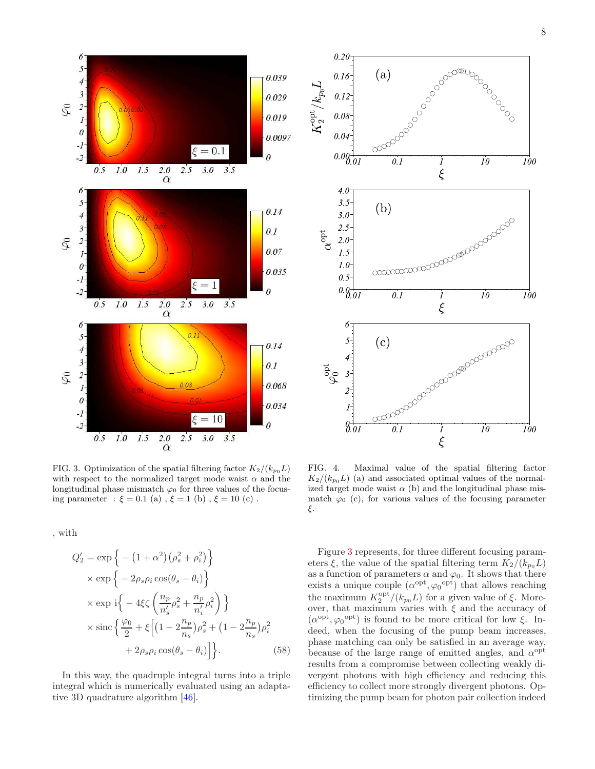FIG. 3. Optimization of the spatial filtering factor $K_2/(k_{p_0}L)$ with respect to the normalized target mode waist $\alpha$ and the longitudinal phase mismatch $\varphi_0$ for three values of the focusing parameter : $\xi = 0.1$ (a) , $\xi = 1$ (b) , $\xi = 10$ (c) .

FIG. 4. Maximal value of the spatial filtering factor $K_2/(k_{p_0}L)$ (a) and associated optimal values of the normalized target mode waist $\alpha$ (b) and the longitudinal phase mismatch $\varphi_0$ (c), for various values of the focusing parameter $\xi$.

, with

$$
\begin{aligned}
Q_2' = & \exp\Big\{ -\left(1+\alpha^2\right)\left(\rho_s^2+\rho_i^2\right)\Big\} \\
& \times \exp\Big\{ -2\rho_s\rho_i\cos(\theta_s-\theta_i)\Big\} \\
& \times \exp\, \mathrm{i}\Big\{ -4\xi\zeta\left(\frac{n_p}{n_s'}\rho_s^2+\frac{n_p}{n_i'}\rho_i^2\right)\Big\} \\
& \times \operatorname{sinc}\Big\{\frac{\varphi_0}{2}+\xi\Big[\big(1-2\frac{n_p}{n_s}\big)\rho_s^2+\big(1-2\frac{n_p}{n_s}\big)\rho_i^2 \\
& \qquad + 2\rho_s\rho_i\cos(\theta_s-\theta_i)\Big]\Big\}.
\end{aligned}
\tag{58}
$$

In this way, the quadruple integral turns into a triple integral which is numerically evaluated using an adaptative 3D quadrature algorithm [46].

Figure 3 represents, for three different focusing parameters $\xi$, the value of the spatial filtering term $K_2/(k_{p_0}L)$ as a function of parameters $\alpha$ and $\varphi_0$. It shows that there exists a unique couple $(\alpha^{\mathrm{opt}}, {\varphi_0}^{\mathrm{opt}})$ that allows reaching the maximum $K_2^{\mathrm{opt}}/(k_{p_0}L)$ for a given value of $\xi$. Moreover, that maximum varies with $\xi$ and the accuracy of $(\alpha^{\mathrm{opt}}, {\varphi_0}^{\mathrm{opt}})$ is found to be more critical for low $\xi$. Indeed, when the focusing of the pump beam increases, phase matching can only be satisfied in an average way, because of the large range of emitted angles, and $\alpha^{\mathrm{opt}}$ results from a compromise between collecting weakly divergent photons with high efficiency and reducing this efficiency to collect more strongly divergent photons. Optimizing the pump beam for photon pair collection indeed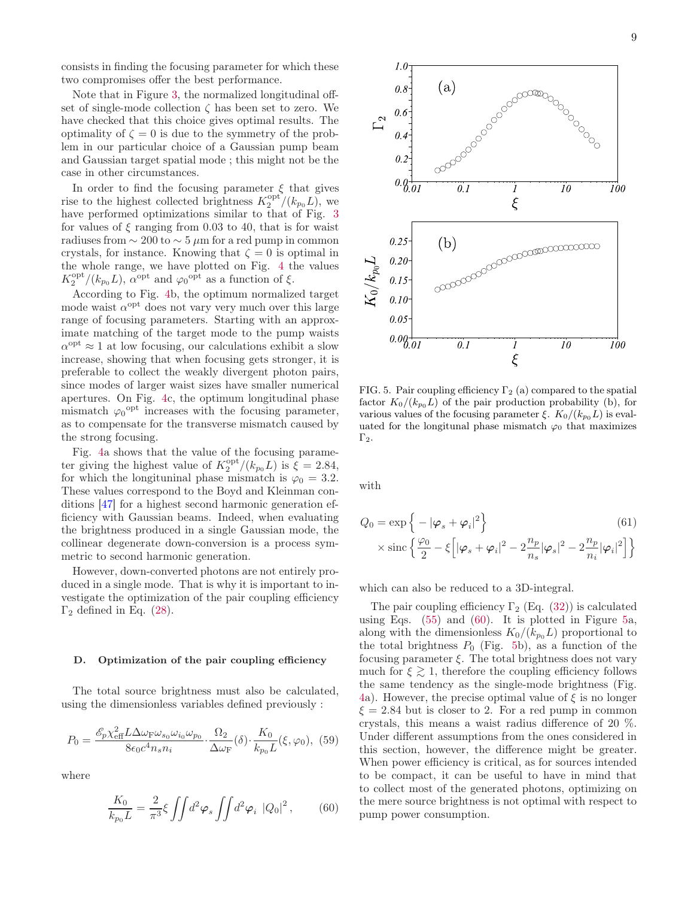consists in finding the focusing parameter for which these two compromises offer the best performance.

Note that in Figure 3, the normalized longitudinal offset of single-mode collection $\zeta$ has been set to zero. We have checked that this choice gives optimal results. The optimality of $\zeta = 0$ is due to the symmetry of the problem in our particular choice of a Gaussian pump beam and Gaussian target spatial mode ; this might not be the case in other circumstances.

In order to find the focusing parameter $\xi$ that gives rise to the highest collected brightness $K_2^{\rm opt}/(k_{p_0}L)$, we have performed optimizations similar to that of Fig. 3 for values of $\xi$ ranging from 0.03 to 40, that is for waist radiuses from $\sim 200$ to $\sim 5\,\mu$m for a red pump in common crystals, for instance. Knowing that $\zeta = 0$ is optimal in the whole range, we have plotted on Fig. 4 the values $K_2^{\rm opt}/(k_{p_0}L)$, $\alpha^{\rm opt}$ and ${\varphi_0}^{\rm opt}$ as a function of $\xi$.

According to Fig. 4b, the optimum normalized target mode waist $\alpha^{\rm opt}$ does not vary very much over this large range of focusing parameters. Starting with an approximate matching of the target mode to the pump waists $\alpha^{\rm opt} \approx 1$ at low focusing, our calculations exhibit a slow increase, showing that when focusing gets stronger, it is preferable to collect the weakly divergent photon pairs, since modes of larger waist sizes have smaller numerical apertures. On Fig. 4c, the optimum longitudinal phase mismatch ${\varphi_0}^{\rm opt}$ increases with the focusing parameter, as to compensate for the transverse mismatch caused by the strong focusing.

Fig. 4a shows that the value of the focusing parameter giving the highest value of $K_2^{\rm opt}/(k_{p_0}L)$ is $\xi = 2.84$, for which the longituninal phase mismatch is $\varphi_0 = 3.2$. These values correspond to the Boyd and Kleinman conditions [47] for a highest second harmonic generation efficiency with Gaussian beams. Indeed, when evaluating the brightness produced in a single Gaussian mode, the collinear degenerate down-conversion is a process symmetric to second harmonic generation.

However, down-converted photons are not entirely produced in a single mode. That is why it is important to investigate the optimization of the pair coupling efficiency $\Gamma_2$ defined in Eq. (28).

### D. Optimization of the pair coupling efficiency

The total source brightness must also be calculated, using the dimensionless variables defined previously :

$$P_0 = \frac{\mathscr{E}_p \chi_{\rm eff}^2 L \Delta\omega_{\rm F} \omega_{s_0}\omega_{i_0}\omega_{p_0}}{8\epsilon_0 c^4 n_s n_i} \cdot \frac{\Omega_2}{\Delta\omega_{\rm F}}(\delta) \cdot \frac{K_0}{k_{p_0}L}(\xi, \varphi_0), \quad (59)$$

where

$$\frac{K_0}{k_{p_0}L} = \frac{2}{\pi^3}\xi \iint d^2\boldsymbol{\varphi}_s \iint d^2\boldsymbol{\varphi}_i \ |Q_0|^2 , \quad (60)$$

FIG. 5. Pair coupling efficiency $\Gamma_2$ (a) compared to the spatial factor $K_0/(k_{p_0}L)$ of the pair production probability (b), for various values of the focusing parameter $\xi$. $K_0/(k_{p_0}L)$ is evaluated for the longitunal phase mismatch $\varphi_0$ that maximizes $\Gamma_2$.

with

$$Q_0 = \exp\Big\{ - |\boldsymbol{\varphi}_s + \boldsymbol{\varphi}_i|^2 \Big\} \times \text{sinc}\Big\{ \frac{\varphi_0}{2} - \xi\Big[ |\boldsymbol{\varphi}_s + \boldsymbol{\varphi}_i|^2 - 2\frac{n_p}{n_s}|\boldsymbol{\varphi}_s|^2 - 2\frac{n_p}{n_i}|\boldsymbol{\varphi}_i|^2 \Big] \Big\} \quad (61)$$

which can also be reduced to a 3D-integral.

The pair coupling efficiency $\Gamma_2$ (Eq. (32)) is calculated using Eqs. (55) and (60). It is plotted in Figure 5a, along with the dimensionless $K_0/(k_{p_0}L)$ proportional to the total brightness $P_0$ (Fig. 5b), as a function of the focusing parameter $\xi$. The total brightness does not vary much for $\xi \gtrsim 1$, therefore the coupling efficiency follows the same tendency as the single-mode brightness (Fig. 4a). However, the precise optimal value of $\xi$ is no longer $\xi = 2.84$ but is closer to 2. For a red pump in common crystals, this means a waist radius difference of 20 %. Under different assumptions from the ones considered in this section, however, the difference might be greater. When power efficiency is critical, as for sources intended to be compact, it can be useful to have in mind that to collect most of the generated photons, optimizing on the mere source brightness is not optimal with respect to pump power consumption.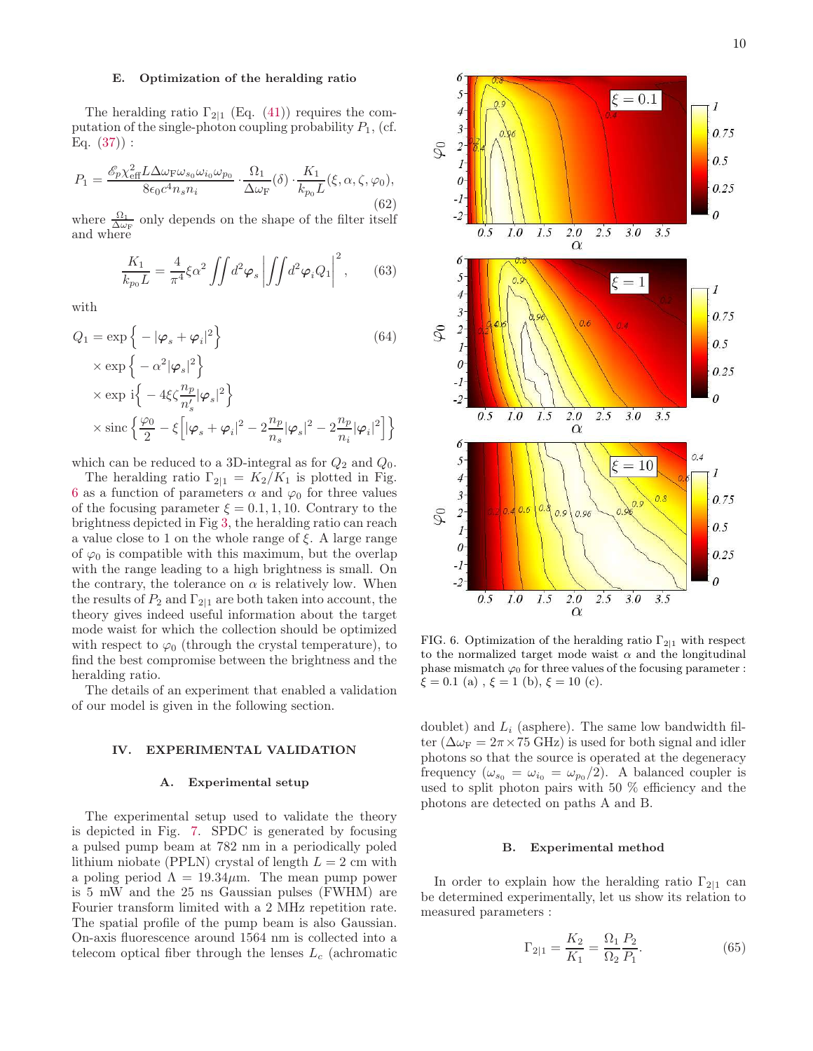### E. Optimization of the heralding ratio

The heralding ratio $\Gamma_{2|1}$ (Eq. (41)) requires the computation of the single-photon coupling probability $P_1$, (cf. Eq. (37)) :

$$P_1 = \frac{\mathscr{E}_p \chi_{\text{eff}}^2 L \Delta\omega_{\text{F}} \omega_{s_0} \omega_{i_0} \omega_{p_0}}{8\epsilon_0 c^4 n_s n_i} \cdot \frac{\Omega_1}{\Delta\omega_{\text{F}}}(\delta) \cdot \frac{K_1}{k_{p_0} L}(\xi, \alpha, \zeta, \varphi_0), \tag{62}$$

where $\frac{\Omega_1}{\Delta\omega_{\text{F}}}$ only depends on the shape of the filter itself and where

$$\frac{K_1}{k_{p_0} L} = \frac{4}{\pi^4} \xi \alpha^2 \iint d^2\boldsymbol{\varphi}_s \left| \iint d^2\boldsymbol{\varphi}_i Q_1 \right|^2, \tag{63}$$

with

$$\begin{aligned}
Q_1 = & \exp\Big\{ -|\boldsymbol{\varphi}_s + \boldsymbol{\varphi}_i|^2 \Big\} \\
& \times \exp\Big\{ -\alpha^2 |\boldsymbol{\varphi}_s|^2 \Big\} \\
& \times \exp \mathrm{i}\Big\{ -4\xi\zeta \frac{n_p}{n_s'} |\boldsymbol{\varphi}_s|^2 \Big\} \\
& \times \operatorname{sinc}\Big\{ \frac{\varphi_0}{2} - \xi\Big[ |\boldsymbol{\varphi}_s + \boldsymbol{\varphi}_i|^2 - 2\frac{n_p}{n_s}|\boldsymbol{\varphi}_s|^2 - 2\frac{n_p}{n_i}|\boldsymbol{\varphi}_i|^2 \Big] \Big\}
\end{aligned} \tag{64}$$

which can be reduced to a 3D-integral as for $Q_2$ and $Q_0$.

The heralding ratio $\Gamma_{2|1} = K_2/K_1$ is plotted in Fig. 6 as a function of parameters $\alpha$ and $\varphi_0$ for three values of the focusing parameter $\xi = 0.1, 1, 10$. Contrary to the brightness depicted in Fig 3, the heralding ratio can reach a value close to 1 on the whole range of $\xi$. A large range of $\varphi_0$ is compatible with this maximum, but the overlap with the range leading to a high brightness is small. On the contrary, the tolerance on $\alpha$ is relatively low. When the results of $P_2$ and $\Gamma_{2|1}$ are both taken into account, the theory gives indeed useful information about the target mode waist for which the collection should be optimized with respect to $\varphi_0$ (through the crystal temperature), to find the best compromise between the brightness and the heralding ratio.

The details of an experiment that enabled a validation of our model is given in the following section.

FIG. 6. Optimization of the heralding ratio $\Gamma_{2|1}$ with respect to the normalized target mode waist $\alpha$ and the longitudinal phase mismatch $\varphi_0$ for three values of the focusing parameter : $\xi = 0.1$ (a) , $\xi = 1$ (b), $\xi = 10$ (c).

## IV. EXPERIMENTAL VALIDATION

### A. Experimental setup

The experimental setup used to validate the theory is depicted in Fig. 7. SPDC is generated by focusing a pulsed pump beam at 782 nm in a periodically poled lithium niobate (PPLN) crystal of length $L = 2$ cm with a poling period $\Lambda = 19.34\mu$m. The mean pump power is 5 mW and the 25 ns Gaussian pulses (FWHM) are Fourier transform limited with a 2 MHz repetition rate. The spatial profile of the pump beam is also Gaussian. On-axis fluorescence around 1564 nm is collected into a telecom optical fiber through the lenses $L_c$ (achromatic doublet) and $L_i$ (asphere). The same low bandwidth filter ($\Delta\omega_{\text{F}} = 2\pi \times 75$ GHz) is used for both signal and idler photons so that the source is operated at the degeneracy frequency ($\omega_{s_0} = \omega_{i_0} = \omega_{p_0}/2$). A balanced coupler is used to split photon pairs with 50 % efficiency and the photons are detected on paths A and B.

### B. Experimental method

In order to explain how the heralding ratio $\Gamma_{2|1}$ can be determined experimentally, let us show its relation to measured parameters :

$$\Gamma_{2|1} = \frac{K_2}{K_1} = \frac{\Omega_1}{\Omega_2} \frac{P_2}{P_1}. \tag{65}$$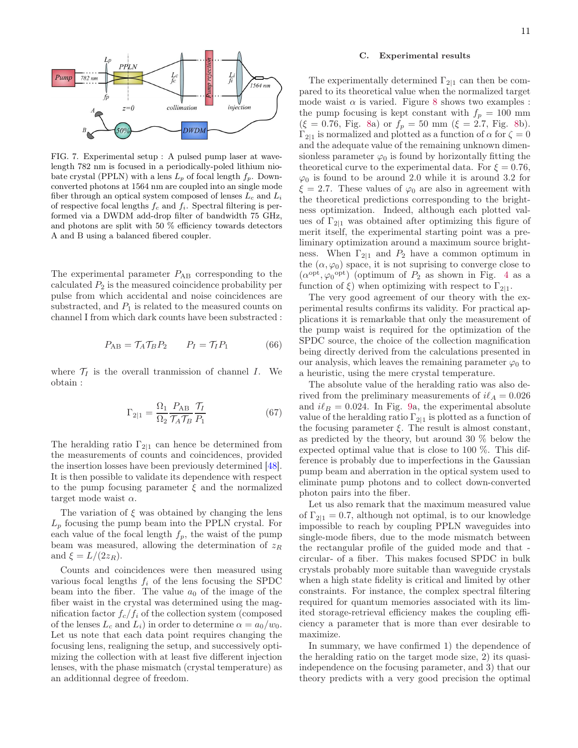FIG. 7. Experimental setup : A pulsed pump laser at wavelength 782 nm is focused in a periodically-poled lithium niobate crystal (PPLN) with a lens $L_p$ of focal length $f_p$. Down-converted photons at 1564 nm are coupled into an single mode fiber through an optical system composed of lenses $L_c$ and $L_i$ of respective focal lengths $f_c$ and $f_i$. Spectral filtering is performed via a DWDM add-drop filter of bandwidth 75 GHz, and photons are split with 50 % efficiency towards detectors A and B using a balanced fibered coupler.

The experimental parameter $P_{\rm AB}$ corresponding to the calculated $P_2$ is the measured coincidence probability per pulse from which accidental and noise coincidences are substracted, and $P_1$ is related to the measured counts on channel I from which dark counts have been substracted :

$$P_{\rm AB} = \mathcal{T}_A \mathcal{T}_B P_2 \qquad P_I = \mathcal{T}_I P_1 \tag{66}$$

where $\mathcal{T}_I$ is the overall tranmission of channel $I$. We obtain :

$$\Gamma_{2|1} = \frac{\Omega_1}{\Omega_2} \frac{P_{\rm AB}}{\mathcal{T}_A \mathcal{T}_B} \frac{\mathcal{T}_I}{P_1} \tag{67}$$

The heralding ratio $\Gamma_{2|1}$ can hence be determined from the measurements of counts and coincidences, provided the insertion losses have been previously determined [48]. It is then possible to validate its dependence with respect to the pump focusing parameter $\xi$ and the normalized target mode waist $\alpha$.

The variation of $\xi$ was obtained by changing the lens $L_p$ focusing the pump beam into the PPLN crystal. For each value of the focal length $f_p$, the waist of the pump beam was measured, allowing the determination of $z_R$ and $\xi = L/(2z_R)$.

Counts and coincidences were then measured using various focal lengths $f_i$ of the lens focusing the SPDC beam into the fiber. The value $a_0$ of the image of the fiber waist in the crystal was determined using the magnification factor $f_c/f_i$ of the collection system (composed of the lenses $L_c$ and $L_i$) in order to determine $\alpha = a_0/w_0$. Let us note that each data point requires changing the focusing lens, realigning the setup, and successively optimizing the collection with at least five different injection lenses, with the phase mismatch (crystal temperature) as an additionnal degree of freedom.

### C. Experimental results

The experimentally determined $\Gamma_{2|1}$ can then be compared to its theoretical value when the normalized target mode waist $\alpha$ is varied. Figure 8 shows two examples : the pump focusing is kept constant with $f_p = 100$ mm ($\xi = 0.76$, Fig. 8a) or $f_p = 50$ mm ($\xi = 2.7$, Fig. 8b). $\Gamma_{2|1}$ is normalized and plotted as a function of $\alpha$ for $\zeta = 0$ and the adequate value of the remaining unknown dimensionless parameter $\varphi_0$ is found by horizontally fitting the theoretical curve to the experimental data. For $\xi = 0.76$, $\varphi_0$ is found to be around 2.0 while it is around 3.2 for $\xi = 2.7$. These values of $\varphi_0$ are also in agreement with the theoretical predictions corresponding to the brightness optimization. Indeed, although each plotted values of $\Gamma_{2|1}$ was obtained after optimizing this figure of merit itself, the experimental starting point was a preliminary optimization around a maximum source brightness. When $\Gamma_{2|1}$ and $P_2$ have a common optimum in the $(\alpha, \varphi_0)$ space, it is not suprising to converge close to $(\alpha^{\rm opt}, {\varphi_0}^{\rm opt})$ (optimum of $P_2$ as shown in Fig. 4 as a function of $\xi$) when optimizing with respect to $\Gamma_{2|1}$.

The very good agreement of our theory with the experimental results confirms its validity. For practical applications it is remarkable that only the measurement of the pump waist is required for the optimization of the SPDC source, the choice of the collection magnification being directly derived from the calculations presented in our analysis, which leaves the remaining parameter $\varphi_0$ to a heuristic, using the mere crystal temperature.

The absolute value of the heralding ratio was also derived from the preliminary measurements of $i\ell_A = 0.026$ and $i\ell_B = 0.024$. In Fig. 9a, the experimental absolute value of the heralding ratio $\Gamma_{2|1}$ is plotted as a function of the focusing parameter $\xi$. The result is almost constant, as predicted by the theory, but around 30 % below the expected optimal value that is close to 100 %. This difference is probably due to imperfections in the Gaussian pump beam and aberration in the optical system used to eliminate pump photons and to collect down-converted photon pairs into the fiber.

Let us also remark that the maximum measured value of $\Gamma_{2|1} = 0.7$, although not optimal, is to our knowledge impossible to reach by coupling PPLN waveguides into single-mode fibers, due to the mode mismatch between the rectangular profile of the guided mode and that -circular- of a fiber. This makes focused SPDC in bulk crystals probably more suitable than waveguide crystals when a high state fidelity is critical and limited by other constraints. For instance, the complex spectral filtering required for quantum memories associated with its limited storage-retrieval efficiency makes the coupling efficiency a parameter that is more than ever desirable to maximize.

In summary, we have confirmed 1) the dependence of the heralding ratio on the target mode size, 2) its quasi-independence on the focusing parameter, and 3) that our theory predicts with a very good precision the optimal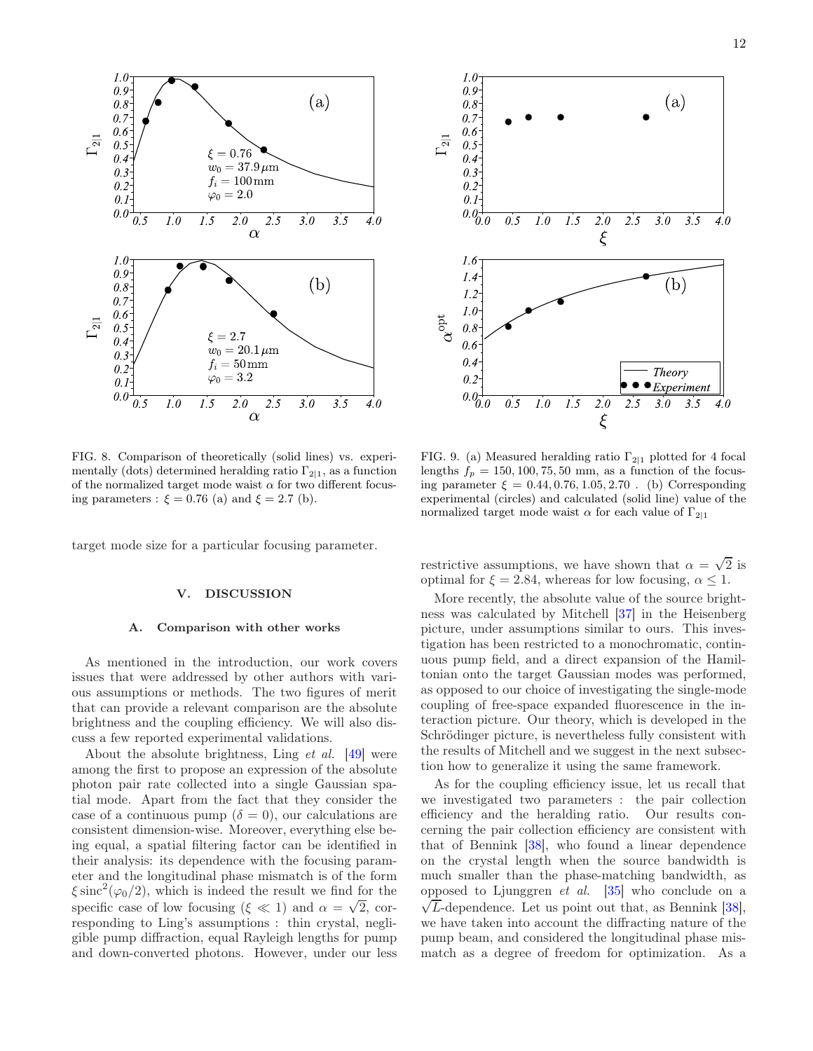FIG. 8. Comparison of theoretically (solid lines) vs. experimentally (dots) determined heralding ratio $\Gamma_{2|1}$, as a function of the normalized target mode waist $\alpha$ for two different focusing parameters : $\xi = 0.76$ (a) and $\xi = 2.7$ (b).

FIG. 9. (a) Measured heralding ratio $\Gamma_{2|1}$ plotted for 4 focal lengths $f_p = 150, 100, 75, 50$ mm, as a function of the focusing parameter $\xi = 0.44, 0.76, 1.05, 2.70$ . (b) Corresponding experimental (circles) and calculated (solid line) value of the normalized target mode waist $\alpha$ for each value of $\Gamma_{2|1}$

target mode size for a particular focusing parameter.

## V. DISCUSSION

### A. Comparison with other works

As mentioned in the introduction, our work covers issues that were addressed by other authors with various assumptions or methods. The two figures of merit that can provide a relevant comparison are the absolute brightness and the coupling efficiency. We will also discuss a few reported experimental validations.

About the absolute brightness, Ling *et al.* [49] were among the first to propose an expression of the absolute photon pair rate collected into a single Gaussian spatial mode. Apart from the fact that they consider the case of a continuous pump ($\delta = 0$), our calculations are consistent dimension-wise. Moreover, everything else being equal, a spatial filtering factor can be identified in their analysis: its dependence with the focusing parameter and the longitudinal phase mismatch is of the form $\xi\,\mathrm{sinc}^2(\varphi_0/2)$, which is indeed the result we find for the specific case of low focusing ($\xi \ll 1$) and $\alpha = \sqrt{2}$, corresponding to Ling's assumptions : thin crystal, negligible pump diffraction, equal Rayleigh lengths for pump and down-converted photons. However, under our less restrictive assumptions, we have shown that $\alpha = \sqrt{2}$ is optimal for $\xi = 2.84$, whereas for low focusing, $\alpha \leq 1$.

More recently, the absolute value of the source brightness was calculated by Mitchell [37] in the Heisenberg picture, under assumptions similar to ours. This investigation has been restricted to a monochromatic, continuous pump field, and a direct expansion of the Hamiltonian onto the target Gaussian modes was performed, as opposed to our choice of investigating the single-mode coupling of free-space expanded fluorescence in the interaction picture. Our theory, which is developed in the Schrödinger picture, is nevertheless fully consistent with the results of Mitchell and we suggest in the next subsection how to generalize it using the same framework.

As for the coupling efficiency issue, let us recall that we investigated two parameters : the pair collection efficiency and the heralding ratio. Our results concerning the pair collection efficiency are consistent with that of Bennink [38], who found a linear dependence on the crystal length when the source bandwidth is much smaller than the phase-matching bandwidth, as opposed to Ljunggren *et al.* [35] who conclude on a $\sqrt{L}$-dependence. Let us point out that, as Bennink [38], we have taken into account the diffracting nature of the pump beam, and considered the longitudinal phase mismatch as a degree of freedom for optimization. As a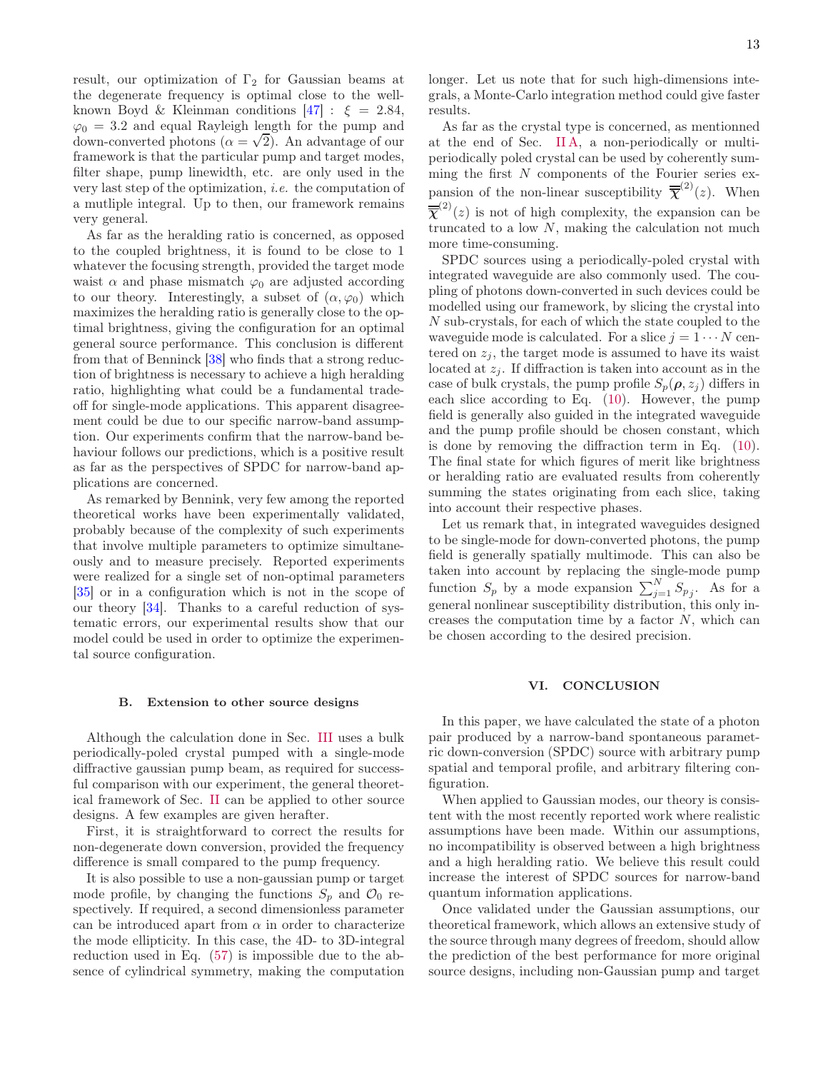result, our optimization of $\Gamma_2$ for Gaussian beams at the degenerate frequency is optimal close to the well-known Boyd & Kleinman conditions [47] : $\xi = 2.84$, $\varphi_0 = 3.2$ and equal Rayleigh length for the pump and down-converted photons ($\alpha = \sqrt{2}$). An advantage of our framework is that the particular pump and target modes, filter shape, pump linewidth, etc. are only used in the very last step of the optimization, *i.e.* the computation of a mutliple integral. Up to then, our framework remains very general.

As far as the heralding ratio is concerned, as opposed to the coupled brightness, it is found to be close to 1 whatever the focusing strength, provided the target mode waist $\alpha$ and phase mismatch $\varphi_0$ are adjusted according to our theory. Interestingly, a subset of $(\alpha, \varphi_0)$ which maximizes the heralding ratio is generally close to the optimal brightness, giving the configuration for an optimal general source performance. This conclusion is different from that of Benninck [38] who finds that a strong reduction of brightness is necessary to achieve a high heralding ratio, highlighting what could be a fundamental tradeoff for single-mode applications. This apparent disagreement could be due to our specific narrow-band assumption. Our experiments confirm that the narrow-band behaviour follows our predictions, which is a positive result as far as the perspectives of SPDC for narrow-band applications are concerned.

As remarked by Bennink, very few among the reported theoretical works have been experimentally validated, probably because of the complexity of such experiments that involve multiple parameters to optimize simultaneously and to measure precisely. Reported experiments were realized for a single set of non-optimal parameters [35] or in a configuration which is not in the scope of our theory [34]. Thanks to a careful reduction of systematic errors, our experimental results show that our model could be used in order to optimize the experimental source configuration.

### B. Extension to other source designs

Although the calculation done in Sec. III uses a bulk periodically-poled crystal pumped with a single-mode diffractive gaussian pump beam, as required for successful comparison with our experiment, the general theoretical framework of Sec. II can be applied to other source designs. A few examples are given herafter.

First, it is straightforward to correct the results for non-degenerate down conversion, provided the frequency difference is small compared to the pump frequency.

It is also possible to use a non-gaussian pump or target mode profile, by changing the functions $S_p$ and $\mathcal{O}_0$ respectively. If required, a second dimensionless parameter can be introduced apart from $\alpha$ in order to characterize the mode ellipticity. In this case, the 4D- to 3D-integral reduction used in Eq. (57) is impossible due to the absence of cylindrical symmetry, making the computation longer. Let us note that for such high-dimensions integrals, a Monte-Carlo integration method could give faster results.

As far as the crystal type is concerned, as mentionned at the end of Sec. II A, a non-periodically or multi-periodically poled crystal can be used by coherently summing the first $N$ components of the Fourier series expansion of the non-linear susceptibility $\overline{\overline{\chi}}^{(2)}(z)$. When $\overline{\overline{\chi}}^{(2)}(z)$ is not of high complexity, the expansion can be truncated to a low $N$, making the calculation not much more time-consuming.

SPDC sources using a periodically-poled crystal with integrated waveguide are also commonly used. The coupling of photons down-converted in such devices could be modelled using our framework, by slicing the crystal into $N$ sub-crystals, for each of which the state coupled to the waveguide mode is calculated. For a slice $j = 1 \cdots N$ centered on $z_j$, the target mode is assumed to have its waist located at $z_j$. If diffraction is taken into account as in the case of bulk crystals, the pump profile $S_p(\boldsymbol{\rho}, z_j)$ differs in each slice according to Eq. (10). However, the pump field is generally also guided in the integrated waveguide and the pump profile should be chosen constant, which is done by removing the diffraction term in Eq. (10). The final state for which figures of merit like brightness or heralding ratio are evaluated results from coherently summing the states originating from each slice, taking into account their respective phases.

Let us remark that, in integrated waveguides designed to be single-mode for down-converted photons, the pump field is generally spatially multimode. This can also be taken into account by replacing the single-mode pump function $S_p$ by a mode expansion $\sum_{j=1}^{N} S_{p\,j}$. As for a general nonlinear susceptibility distribution, this only increases the computation time by a factor $N$, which can be chosen according to the desired precision.

## VI. CONCLUSION

In this paper, we have calculated the state of a photon pair produced by a narrow-band spontaneous parametric down-conversion (SPDC) source with arbitrary pump spatial and temporal profile, and arbitrary filtering configuration.

When applied to Gaussian modes, our theory is consistent with the most recently reported work where realistic assumptions have been made. Within our assumptions, no incompatibility is observed between a high brightness and a high heralding ratio. We believe this result could increase the interest of SPDC sources for narrow-band quantum information applications.

Once validated under the Gaussian assumptions, our theoretical framework, which allows an extensive study of the source through many degrees of freedom, should allow the prediction of the best performance for more original source designs, including non-Gaussian pump and target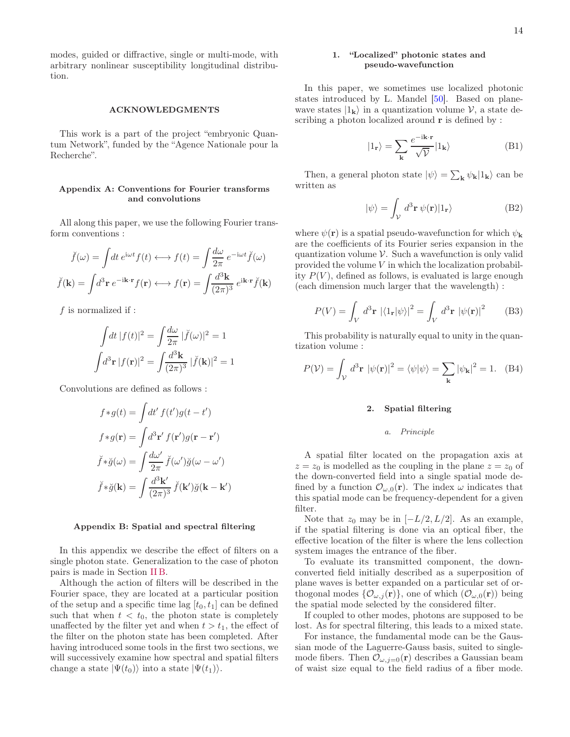modes, guided or diffractive, single or multi-mode, with arbitrary nonlinear susceptibility longitudinal distribution.

## ACKNOWLEDGMENTS

This work is a part of the project "embryonic Quantum Network", funded by the "Agence Nationale pour la Recherche".

## Appendix A: Conventions for Fourier transforms and convolutions

All along this paper, we use the following Fourier transform conventions :

$$\breve{f}(\omega) = \int dt\, e^{i\omega t} f(t) \longleftrightarrow f(t) = \int \frac{d\omega}{2\pi}\, e^{-i\omega t} \breve{f}(\omega)$$

$$\breve{f}(\mathbf{k}) = \int d^3\mathbf{r}\, e^{-i\mathbf{k}\cdot\mathbf{r}} f(\mathbf{r}) \longleftrightarrow f(\mathbf{r}) = \int \frac{d^3\mathbf{k}}{(2\pi)^3}\, e^{i\mathbf{k}\cdot\mathbf{r}} \breve{f}(\mathbf{k})$$

$f$ is normalized if :

$$\int dt\, |f(t)|^2 = \int \frac{d\omega}{2\pi}\, |\breve{f}(\omega)|^2 = 1$$

$$\int d^3\mathbf{r}\, |f(\mathbf{r})|^2 = \int \frac{d^3\mathbf{k}}{(2\pi)^3}\, |\breve{f}(\mathbf{k})|^2 = 1$$

Convolutions are defined as follows :

$$f * g(t) = \int dt'\, f(t') g(t - t')$$

$$f * g(\mathbf{r}) = \int d^3\mathbf{r}'\, f(\mathbf{r}') g(\mathbf{r} - \mathbf{r}')$$

$$\breve{f} * \breve{g}(\omega) = \int \frac{d\omega'}{2\pi}\, \breve{f}(\omega') \breve{g}(\omega - \omega')$$

$$\breve{f} * \breve{g}(\mathbf{k}) = \int \frac{d^3\mathbf{k}'}{(2\pi)^3}\, \breve{f}(\mathbf{k}') \breve{g}(\mathbf{k} - \mathbf{k}')$$

## Appendix B: Spatial and spectral filtering

In this appendix we describe the effect of filters on a single photon state. Generalization to the case of photon pairs is made in Section II B.

Although the action of filters will be described in the Fourier space, they are located at a particular position of the setup and a specific time lag $[t_0, t_1]$ can be defined such that when $t < t_0$, the photon state is completely unaffected by the filter yet and when $t > t_1$, the effect of the filter on the photon state has been completed. After having introduced some tools in the first two sections, we will successively examine how spectral and spatial filters change a state $|\Psi(t_0)\rangle$ into a state $|\Psi(t_1)\rangle$.

### 1. "Localized" photonic states and pseudo-wavefunction

In this paper, we sometimes use localized photonic states introduced by L. Mandel [50]. Based on plane-wave states $|1_\mathbf{k}\rangle$ in a quantization volume $\mathcal{V}$, a state describing a photon localized around $\mathbf{r}$ is defined by :

$$|1_\mathbf{r}\rangle = \sum_\mathbf{k} \frac{e^{-i\mathbf{k}\cdot\mathbf{r}}}{\sqrt{\mathcal{V}}} |1_\mathbf{k}\rangle \tag{B1}$$

Then, a general photon state $|\psi\rangle = \sum_\mathbf{k} \psi_\mathbf{k} |1_\mathbf{k}\rangle$ can be written as

$$|\psi\rangle = \int_\mathcal{V} d^3\mathbf{r}\, \psi(\mathbf{r}) |1_\mathbf{r}\rangle \tag{B2}$$

where $\psi(\mathbf{r})$ is a spatial pseudo-wavefunction for which $\psi_\mathbf{k}$ are the coefficients of its Fourier series expansion in the quantization volume $\mathcal{V}$. Such a wavefunction is only valid provided the volume $V$ in which the localization probability $P(V)$, defined as follows, is evaluated is large enough (each dimension much larger that the wavelength) :

$$P(V) = \int_V d^3\mathbf{r}\, |\langle 1_\mathbf{r}|\psi\rangle|^2 = \int_V d^3\mathbf{r}\, |\psi(\mathbf{r})|^2 \tag{B3}$$

This probability is naturally equal to unity in the quantization volume :

$$P(\mathcal{V}) = \int_\mathcal{V} d^3\mathbf{r}\, |\psi(\mathbf{r})|^2 = \langle\psi|\psi\rangle = \sum_\mathbf{k} |\psi_\mathbf{k}|^2 = 1. \tag{B4}$$

### 2. Spatial filtering

#### *a. Principle*

A spatial filter located on the propagation axis at $z = z_0$ is modelled as the coupling in the plane $z = z_0$ of the down-converted field into a single spatial mode defined by a function $\mathcal{O}_{\omega,0}(\mathbf{r})$. The index $\omega$ indicates that this spatial mode can be frequency-dependent for a given filter.

Note that $z_0$ may be in $[-L/2, L/2]$. As an example, if the spatial filtering is done via an optical fiber, the effective location of the filter is where the lens collection system images the entrance of the fiber.

To evaluate its transmitted component, the down-converted field initially described as a superposition of plane waves is better expanded on a particular set of orthogonal modes $\{\mathcal{O}_{\omega,j}(\mathbf{r})\}$, one of which $(\mathcal{O}_{\omega,0}(\mathbf{r}))$ being the spatial mode selected by the considered filter.

If coupled to other modes, photons are supposed to be lost. As for spectral filtering, this leads to a mixed state.

For instance, the fundamental mode can be the Gaussian mode of the Laguerre-Gauss basis, suited to single-mode fibers. Then $\mathcal{O}_{\omega,j=0}(\mathbf{r})$ describes a Gaussian beam of waist size equal to the field radius of a fiber mode.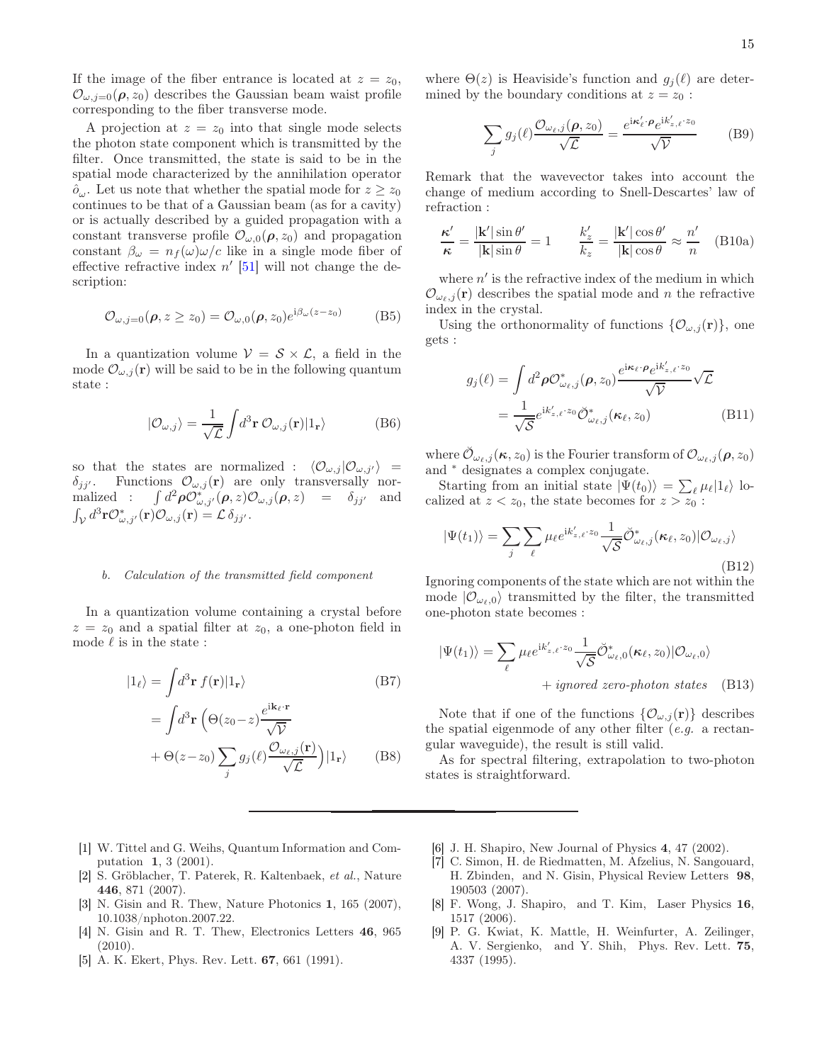If the image of the fiber entrance is located at $z = z_0$, $\mathcal{O}_{\omega,j=0}(\boldsymbol{\rho}, z_0)$ describes the Gaussian beam waist profile corresponding to the fiber transverse mode.

A projection at $z = z_0$ into that single mode selects the photon state component which is transmitted by the filter. Once transmitted, the state is said to be in the spatial mode characterized by the annihilation operator $\hat{o}_\omega$. Let us note that whether the spatial mode for $z \geq z_0$ continues to be that of a Gaussian beam (as for a cavity) or is actually described by a guided propagation with a constant transverse profile $\mathcal{O}_{\omega,0}(\boldsymbol{\rho}, z_0)$ and propagation constant $\beta_\omega = n_f(\omega)\omega/c$ like in a single mode fiber of effective refractive index $n'$ [51] will not change the description:

$$\mathcal{O}_{\omega,j=0}(\boldsymbol{\rho}, z \geq z_0) = \mathcal{O}_{\omega,0}(\boldsymbol{\rho}, z_0) e^{\mathrm{i}\beta_\omega (z-z_0)} \tag{B5}$$

In a quantization volume $\mathcal{V} = \mathcal{S} \times \mathcal{L}$, a field in the mode $\mathcal{O}_{\omega,j}(\mathbf{r})$ will be said to be in the following quantum state :

$$|\mathcal{O}_{\omega,j}\rangle = \frac{1}{\sqrt{\mathcal{L}}} \int d^3\mathbf{r}\, \mathcal{O}_{\omega,j}(\mathbf{r}) |1_\mathbf{r}\rangle \tag{B6}$$

so that the states are normalized : $\langle \mathcal{O}_{\omega,j} | \mathcal{O}_{\omega,j'} \rangle = \delta_{jj'}$. Functions $\mathcal{O}_{\omega,j}(\mathbf{r})$ are only transversally normalized : $\int d^2\boldsymbol{\rho} \mathcal{O}^*_{\omega,j'}(\boldsymbol{\rho}, z) \mathcal{O}_{\omega,j}(\boldsymbol{\rho}, z) = \delta_{jj'}$ and $\int_\mathcal{V} d^3\mathbf{r} \mathcal{O}^*_{\omega,j'}(\mathbf{r}) \mathcal{O}_{\omega,j}(\mathbf{r}) = \mathcal{L}\, \delta_{jj'}$.

#### b. Calculation of the transmitted field component

In a quantization volume containing a crystal before $z = z_0$ and a spatial filter at $z_0$, a one-photon field in mode $\ell$ is in the state :

$$|1_\ell\rangle = \int d^3\mathbf{r}\, f(\mathbf{r}) |1_\mathbf{r}\rangle \tag{B7}$$

$$= \int d^3\mathbf{r} \left( \Theta(z_0 - z) \frac{e^{\mathrm{i}\mathbf{k}_\ell \cdot \mathbf{r}}}{\sqrt{\mathcal{V}}} + \Theta(z - z_0) \sum_j g_j(\ell) \frac{\mathcal{O}_{\omega_\ell,j}(\mathbf{r})}{\sqrt{\mathcal{L}}} \right) |1_\mathbf{r}\rangle \tag{B8}$$

where $\Theta(z)$ is Heaviside's function and $g_j(\ell)$ are determined by the boundary conditions at $z = z_0$ :

$$\sum_j g_j(\ell) \frac{\mathcal{O}_{\omega_\ell,j}(\boldsymbol{\rho}, z_0)}{\sqrt{\mathcal{L}}} = \frac{e^{\mathrm{i}\boldsymbol{\kappa}'_\ell \cdot \boldsymbol{\rho}} e^{\mathrm{i}k'_{z,\ell} \cdot z_0}}{\sqrt{\mathcal{V}}} \tag{B9}$$

Remark that the wavevector takes into account the change of medium according to Snell-Descartes' law of refraction :

$$\frac{\boldsymbol{\kappa}'}{\boldsymbol{\kappa}} = \frac{|\mathbf{k}'| \sin\theta'}{|\mathbf{k}| \sin\theta} = 1 \qquad \frac{k'_z}{k_z} = \frac{|\mathbf{k}'| \cos\theta'}{|\mathbf{k}| \cos\theta} \approx \frac{n'}{n} \tag{B10a}$$

where $n'$ is the refractive index of the medium in which $\mathcal{O}_{\omega_\ell,j}(\mathbf{r})$ describes the spatial mode and $n$ the refractive index in the crystal.

Using the orthonormality of functions $\{\mathcal{O}_{\omega,j}(\mathbf{r})\}$, one gets :

$$g_j(\ell) = \int d^2\boldsymbol{\rho} \mathcal{O}^*_{\omega_\ell,j}(\boldsymbol{\rho}, z_0) \frac{e^{\mathrm{i}\boldsymbol{\kappa}_\ell \cdot \boldsymbol{\rho}} e^{\mathrm{i}k'_{z,\ell} \cdot z_0}}{\sqrt{\mathcal{V}}} \sqrt{\mathcal{L}}$$

$$= \frac{1}{\sqrt{\mathcal{S}}} e^{\mathrm{i}k'_{z,\ell} \cdot z_0} \breve{\mathcal{O}}^*_{\omega_\ell,j}(\boldsymbol{\kappa}_\ell, z_0) \tag{B11}$$

where $\breve{\mathcal{O}}_{\omega_\ell,j}(\boldsymbol{\kappa}, z_0)$ is the Fourier transform of $\mathcal{O}_{\omega_\ell,j}(\boldsymbol{\rho}, z_0)$ and $^*$ designates a complex conjugate.

Starting from an initial state $|\Psi(t_0)\rangle = \sum_\ell \mu_\ell |1_\ell\rangle$ localized at $z < z_0$, the state becomes for $z > z_0$ :

$$|\Psi(t_1)\rangle = \sum_j \sum_\ell \mu_\ell e^{\mathrm{i}k'_{z,\ell} \cdot z_0} \frac{1}{\sqrt{\mathcal{S}}} \breve{\mathcal{O}}^*_{\omega_\ell,j}(\boldsymbol{\kappa}_\ell, z_0) |\mathcal{O}_{\omega_\ell,j}\rangle \tag{B12}$$

Ignoring components of the state which are not within the mode $|\mathcal{O}_{\omega_\ell,0}\rangle$ transmitted by the filter, the transmitted one-photon state becomes :

$$|\Psi(t_1)\rangle = \sum_\ell \mu_\ell e^{\mathrm{i}k'_{z,\ell} \cdot z_0} \frac{1}{\sqrt{\mathcal{S}}} \breve{\mathcal{O}}^*_{\omega_\ell,0}(\boldsymbol{\kappa}_\ell, z_0) |\mathcal{O}_{\omega_\ell,0}\rangle + \textit{ignored zero-photon states} \tag{B13}$$

Note that if one of the functions $\{\mathcal{O}_{\omega,j}(\mathbf{r})\}$ describes the spatial eigenmode of any other filter (*e.g.* a rectangular waveguide), the result is still valid.

As for spectral filtering, extrapolation to two-photon states is straightforward.

---

[1] W. Tittel and G. Weihs, Quantum Information and Computation **1**, 3 (2001).
[2] S. Gröblacher, T. Paterek, R. Kaltenbaek, *et al.*, Nature **446**, 871 (2007).
[3] N. Gisin and R. Thew, Nature Photonics **1**, 165 (2007), 10.1038/nphoton.2007.22.
[4] N. Gisin and R. T. Thew, Electronics Letters **46**, 965 (2010).
[5] A. K. Ekert, Phys. Rev. Lett. **67**, 661 (1991).
[6] J. H. Shapiro, New Journal of Physics **4**, 47 (2002).
[7] C. Simon, H. de Riedmatten, M. Afzelius, N. Sangouard, H. Zbinden, and N. Gisin, Physical Review Letters **98**, 190503 (2007).
[8] F. Wong, J. Shapiro, and T. Kim, Laser Physics **16**, 1517 (2006).
[9] P. G. Kwiat, K. Mattle, H. Weinfurter, A. Zeilinger, A. V. Sergienko, and Y. Shih, Phys. Rev. Lett. **75**, 4337 (1995).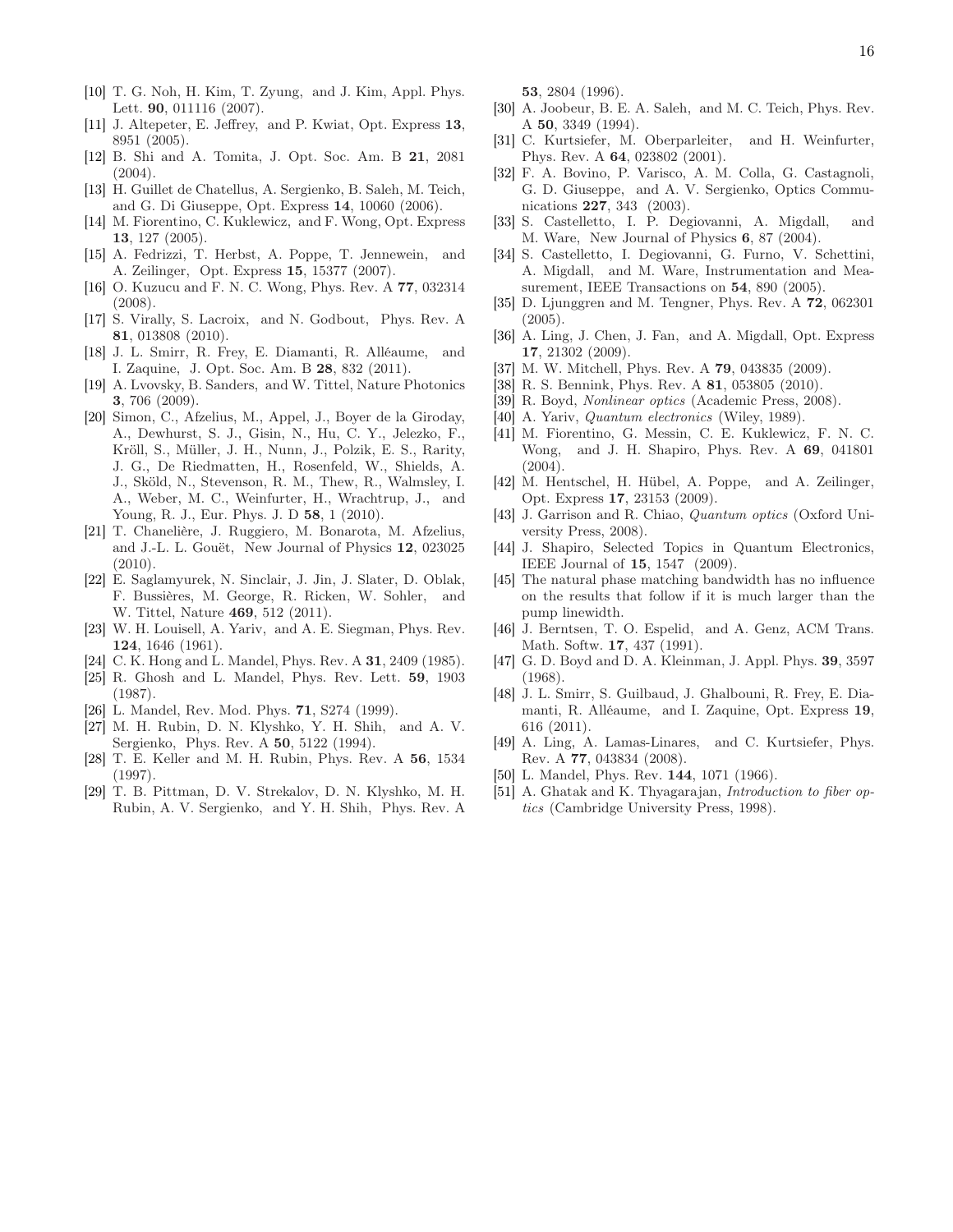[10] T. G. Noh, H. Kim, T. Zyung, and J. Kim, Appl. Phys. Lett. **90**, 011116 (2007).

[11] J. Altepeter, E. Jeffrey, and P. Kwiat, Opt. Express **13**, 8951 (2005).

[12] B. Shi and A. Tomita, J. Opt. Soc. Am. B **21**, 2081 (2004).

[13] H. Guillet de Chatellus, A. Sergienko, B. Saleh, M. Teich, and G. Di Giuseppe, Opt. Express **14**, 10060 (2006).

[14] M. Fiorentino, C. Kuklewicz, and F. Wong, Opt. Express **13**, 127 (2005).

[15] A. Fedrizzi, T. Herbst, A. Poppe, T. Jennewein, and A. Zeilinger, Opt. Express **15**, 15377 (2007).

[16] O. Kuzucu and F. N. C. Wong, Phys. Rev. A **77**, 032314 (2008).

[17] S. Virally, S. Lacroix, and N. Godbout, Phys. Rev. A **81**, 013808 (2010).

[18] J. L. Smirr, R. Frey, E. Diamanti, R. Alléaume, and I. Zaquine, J. Opt. Soc. Am. B **28**, 832 (2011).

[19] A. Lvovsky, B. Sanders, and W. Tittel, Nature Photonics **3**, 706 (2009).

[20] Simon, C., Afzelius, M., Appel, J., Boyer de la Giroday, A., Dewhurst, S. J., Gisin, N., Hu, C. Y., Jelezko, F., Kröll, S., Müller, J. H., Nunn, J., Polzik, E. S., Rarity, J. G., De Riedmatten, H., Rosenfeld, W., Shields, A. J., Sköld, N., Stevenson, R. M., Thew, R., Walmsley, I. A., Weber, M. C., Weinfurter, H., Wrachtrup, J., and Young, R. J., Eur. Phys. J. D **58**, 1 (2010).

[21] T. Chanelière, J. Ruggiero, M. Bonarota, M. Afzelius, and J.-L. L. Gouët, New Journal of Physics **12**, 023025 (2010).

[22] E. Saglamyurek, N. Sinclair, J. Jin, J. Slater, D. Oblak, F. Bussières, M. George, R. Ricken, W. Sohler, and W. Tittel, Nature **469**, 512 (2011).

[23] W. H. Louisell, A. Yariv, and A. E. Siegman, Phys. Rev. **124**, 1646 (1961).

[24] C. K. Hong and L. Mandel, Phys. Rev. A **31**, 2409 (1985).

[25] R. Ghosh and L. Mandel, Phys. Rev. Lett. **59**, 1903 (1987).

[26] L. Mandel, Rev. Mod. Phys. **71**, S274 (1999).

[27] M. H. Rubin, D. N. Klyshko, Y. H. Shih, and A. V. Sergienko, Phys. Rev. A **50**, 5122 (1994).

[28] T. E. Keller and M. H. Rubin, Phys. Rev. A **56**, 1534 (1997).

[29] T. B. Pittman, D. V. Strekalov, D. N. Klyshko, M. H. Rubin, A. V. Sergienko, and Y. H. Shih, Phys. Rev. A **53**, 2804 (1996).

[30] A. Joobeur, B. E. A. Saleh, and M. C. Teich, Phys. Rev. A **50**, 3349 (1994).

[31] C. Kurtsiefer, M. Oberparleiter, and H. Weinfurter, Phys. Rev. A **64**, 023802 (2001).

[32] F. A. Bovino, P. Varisco, A. M. Colla, G. Castagnoli, G. D. Giuseppe, and A. V. Sergienko, Optics Communications **227**, 343 (2003).

[33] S. Castelletto, I. P. Degiovanni, A. Migdall, and M. Ware, New Journal of Physics **6**, 87 (2004).

[34] S. Castelletto, I. Degiovanni, G. Furno, V. Schettini, A. Migdall, and M. Ware, Instrumentation and Measurement, IEEE Transactions on **54**, 890 (2005).

[35] D. Ljunggren and M. Tengner, Phys. Rev. A **72**, 062301 (2005).

[36] A. Ling, J. Chen, J. Fan, and A. Migdall, Opt. Express **17**, 21302 (2009).

[37] M. W. Mitchell, Phys. Rev. A **79**, 043835 (2009).

[38] R. S. Bennink, Phys. Rev. A **81**, 053805 (2010).

[39] R. Boyd, *Nonlinear optics* (Academic Press, 2008).

[40] A. Yariv, *Quantum electronics* (Wiley, 1989).

[41] M. Fiorentino, G. Messin, C. E. Kuklewicz, F. N. C. Wong, and J. H. Shapiro, Phys. Rev. A **69**, 041801 (2004).

[42] M. Hentschel, H. Hübel, A. Poppe, and A. Zeilinger, Opt. Express **17**, 23153 (2009).

[43] J. Garrison and R. Chiao, *Quantum optics* (Oxford University Press, 2008).

[44] J. Shapiro, Selected Topics in Quantum Electronics, IEEE Journal of **15**, 1547 (2009).

[45] The natural phase matching bandwidth has no influence on the results that follow if it is much larger than the pump linewidth.

[46] J. Berntsen, T. O. Espelid, and A. Genz, ACM Trans. Math. Softw. **17**, 437 (1991).

[47] G. D. Boyd and D. A. Kleinman, J. Appl. Phys. **39**, 3597 (1968).

[48] J. L. Smirr, S. Guilbaud, J. Ghalbouni, R. Frey, E. Diamanti, R. Alléaume, and I. Zaquine, Opt. Express **19**, 616 (2011).

[49] A. Ling, A. Lamas-Linares, and C. Kurtsiefer, Phys. Rev. A **77**, 043834 (2008).

[50] L. Mandel, Phys. Rev. **144**, 1071 (1966).

[51] A. Ghatak and K. Thyagarajan, *Introduction to fiber optics* (Cambridge University Press, 1998).